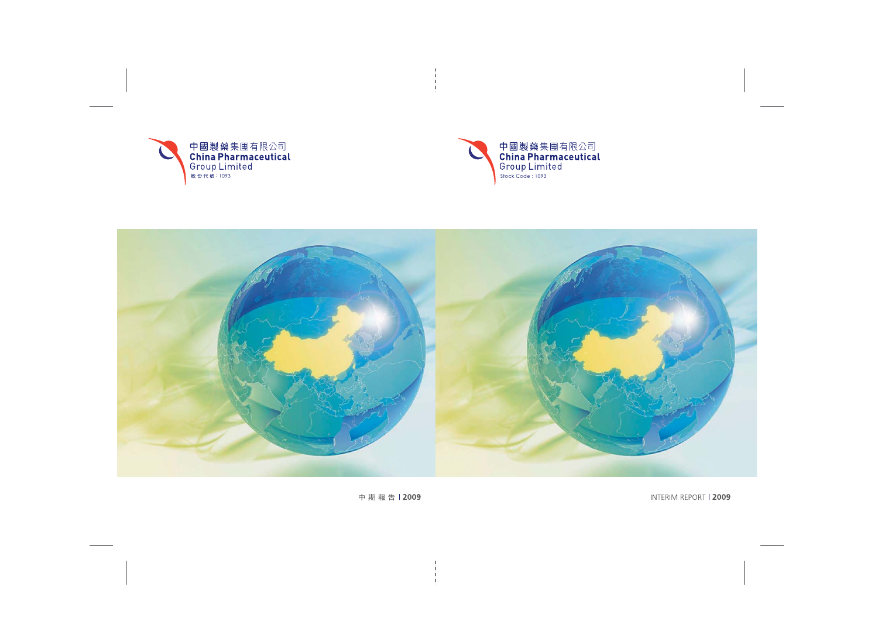中國製藥集團有限公司
China Pharmaceutical Group Limited
股份代號：1093

中期報告 | 2009

中國製藥集團有限公司
China Pharmaceutical Group Limited
Stock Code : 1093

INTERIM REPORT | 2009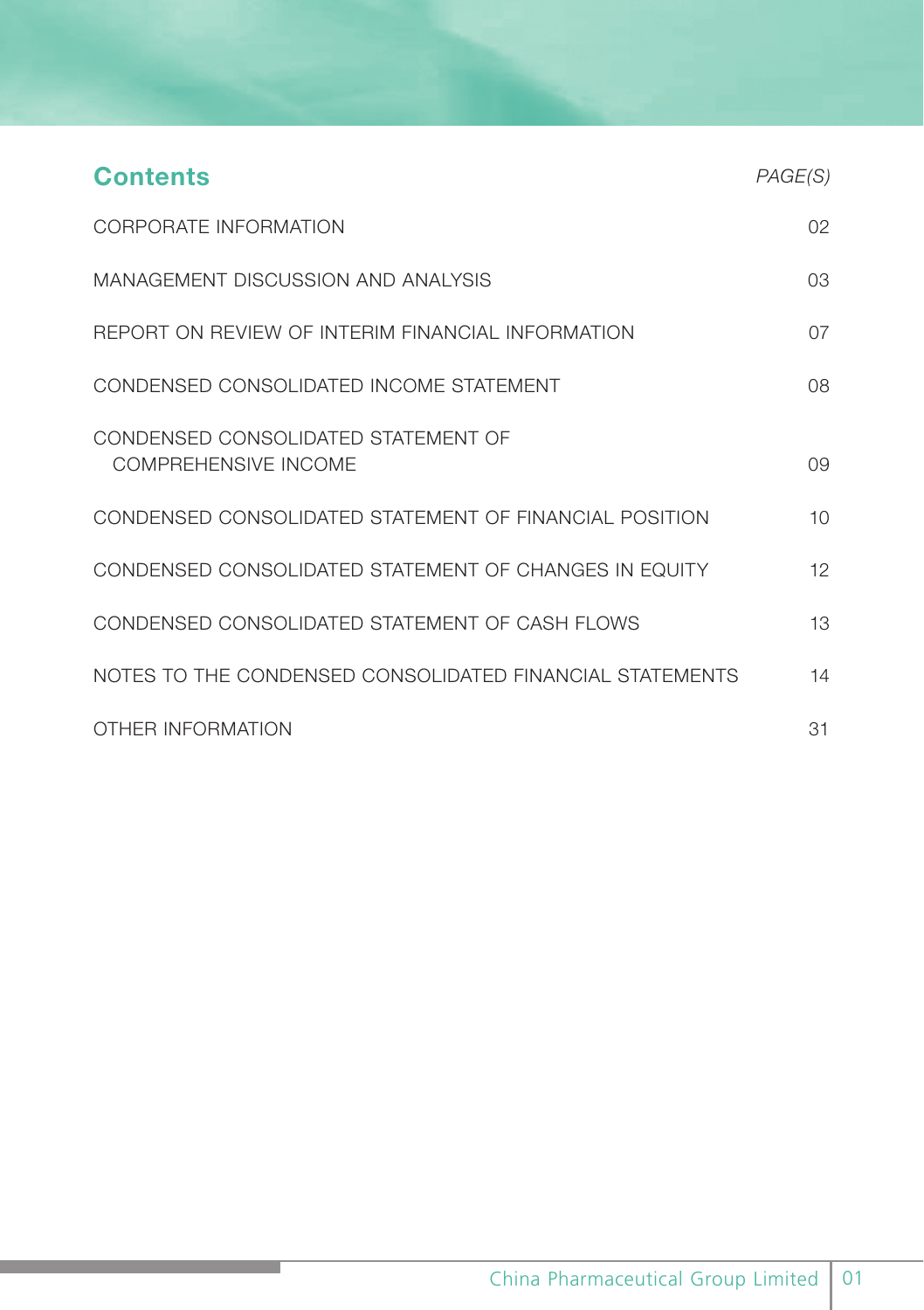## Contents

| | *PAGE(S)* |
|---|---|
| CORPORATE INFORMATION | 02 |
| MANAGEMENT DISCUSSION AND ANALYSIS | 03 |
| REPORT ON REVIEW OF INTERIM FINANCIAL INFORMATION | 07 |
| CONDENSED CONSOLIDATED INCOME STATEMENT | 08 |
| CONDENSED CONSOLIDATED STATEMENT OF COMPREHENSIVE INCOME | 09 |
| CONDENSED CONSOLIDATED STATEMENT OF FINANCIAL POSITION | 10 |
| CONDENSED CONSOLIDATED STATEMENT OF CHANGES IN EQUITY | 12 |
| CONDENSED CONSOLIDATED STATEMENT OF CASH FLOWS | 13 |
| NOTES TO THE CONDENSED CONSOLIDATED FINANCIAL STATEMENTS | 14 |
| OTHER INFORMATION | 31 |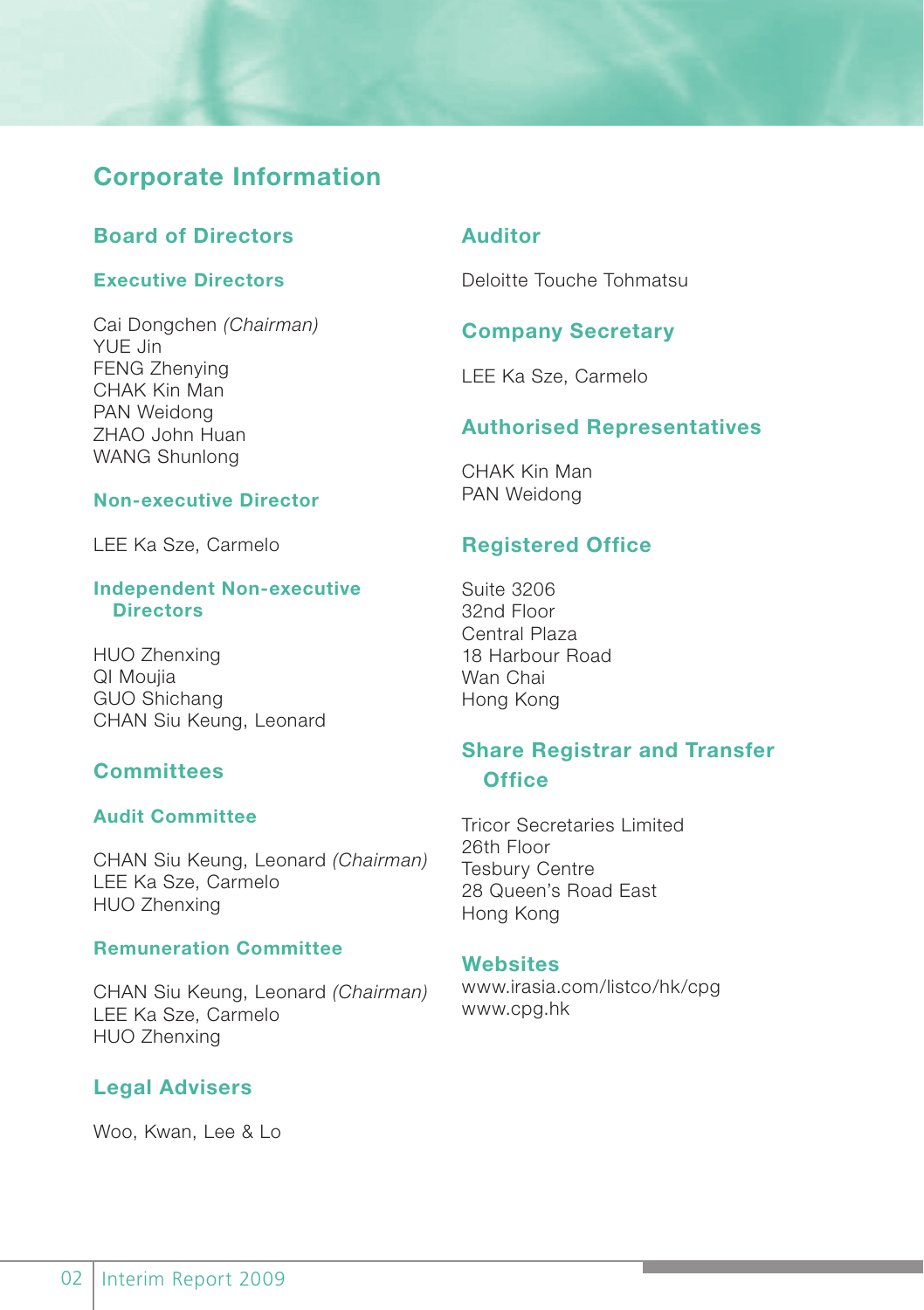# Corporate Information

## Board of Directors

### Executive Directors

Cai Dongchen *(Chairman)*
YUE Jin
FENG Zhenying
CHAK Kin Man
PAN Weidong
ZHAO John Huan
WANG Shunlong

### Non-executive Director

LEE Ka Sze, Carmelo

### Independent Non-executive Directors

HUO Zhenxing
QI Moujia
GUO Shichang
CHAN Siu Keung, Leonard

## Committees

### Audit Committee

CHAN Siu Keung, Leonard *(Chairman)*
LEE Ka Sze, Carmelo
HUO Zhenxing

### Remuneration Committee

CHAN Siu Keung, Leonard *(Chairman)*
LEE Ka Sze, Carmelo
HUO Zhenxing

## Legal Advisers

Woo, Kwan, Lee & Lo

## Auditor

Deloitte Touche Tohmatsu

## Company Secretary

LEE Ka Sze, Carmelo

## Authorised Representatives

CHAK Kin Man
PAN Weidong

## Registered Office

Suite 3206
32nd Floor
Central Plaza
18 Harbour Road
Wan Chai
Hong Kong

## Share Registrar and Transfer Office

Tricor Secretaries Limited
26th Floor
Tesbury Centre
28 Queen's Road East
Hong Kong

## Websites

www.irasia.com/listco/hk/cpg
www.cpg.hk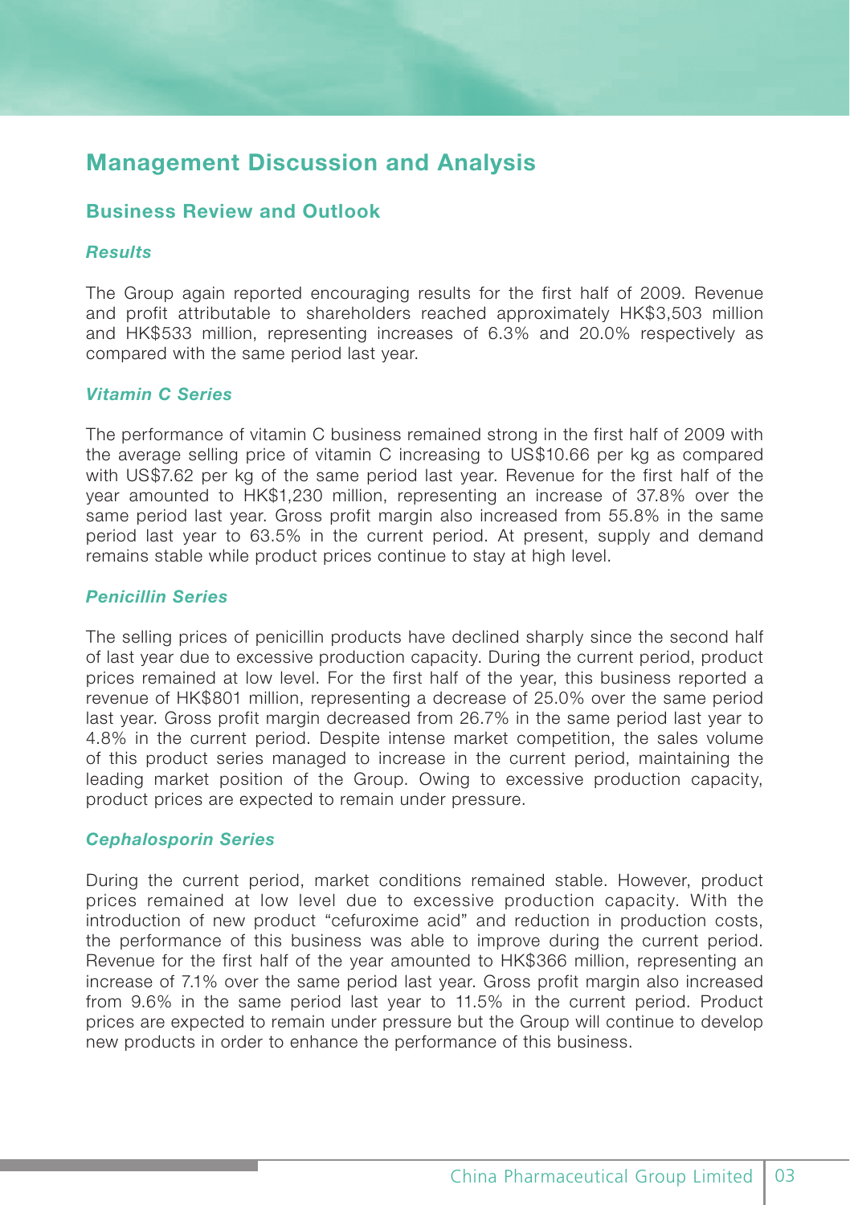# Management Discussion and Analysis

## Business Review and Outlook

### *Results*

The Group again reported encouraging results for the first half of 2009. Revenue and profit attributable to shareholders reached approximately HK$3,503 million and HK$533 million, representing increases of 6.3% and 20.0% respectively as compared with the same period last year.

### *Vitamin C Series*

The performance of vitamin C business remained strong in the first half of 2009 with the average selling price of vitamin C increasing to US$10.66 per kg as compared with US$7.62 per kg of the same period last year. Revenue for the first half of the year amounted to HK$1,230 million, representing an increase of 37.8% over the same period last year. Gross profit margin also increased from 55.8% in the same period last year to 63.5% in the current period. At present, supply and demand remains stable while product prices continue to stay at high level.

### *Penicillin Series*

The selling prices of penicillin products have declined sharply since the second half of last year due to excessive production capacity. During the current period, product prices remained at low level. For the first half of the year, this business reported a revenue of HK$801 million, representing a decrease of 25.0% over the same period last year. Gross profit margin decreased from 26.7% in the same period last year to 4.8% in the current period. Despite intense market competition, the sales volume of this product series managed to increase in the current period, maintaining the leading market position of the Group. Owing to excessive production capacity, product prices are expected to remain under pressure.

### *Cephalosporin Series*

During the current period, market conditions remained stable. However, product prices remained at low level due to excessive production capacity. With the introduction of new product "cefuroxime acid" and reduction in production costs, the performance of this business was able to improve during the current period. Revenue for the first half of the year amounted to HK$366 million, representing an increase of 7.1% over the same period last year. Gross profit margin also increased from 9.6% in the same period last year to 11.5% in the current period. Product prices are expected to remain under pressure but the Group will continue to develop new products in order to enhance the performance of this business.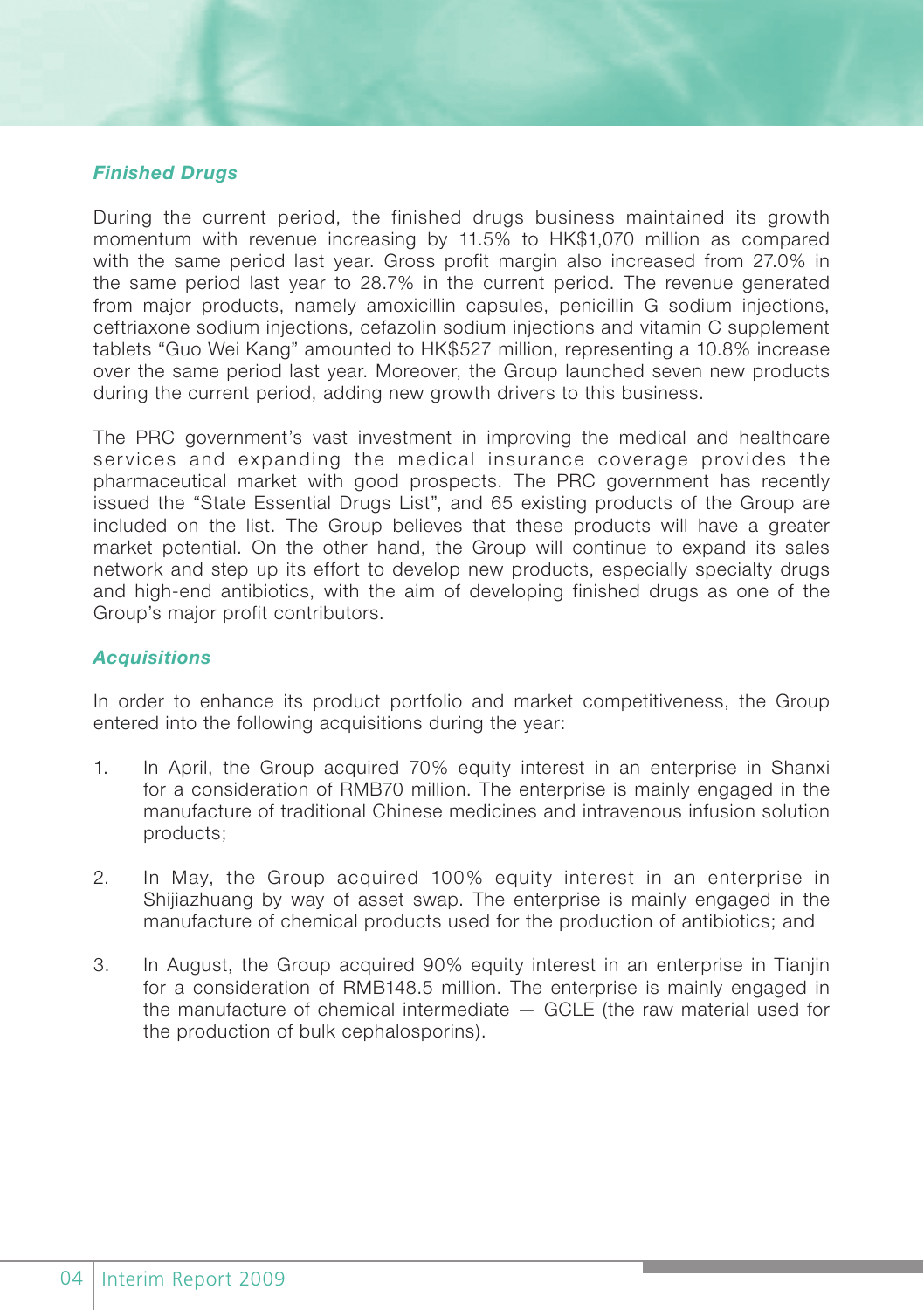### *Finished Drugs*

During the current period, the finished drugs business maintained its growth momentum with revenue increasing by 11.5% to HK$1,070 million as compared with the same period last year. Gross profit margin also increased from 27.0% in the same period last year to 28.7% in the current period. The revenue generated from major products, namely amoxicillin capsules, penicillin G sodium injections, ceftriaxone sodium injections, cefazolin sodium injections and vitamin C supplement tablets "Guo Wei Kang" amounted to HK$527 million, representing a 10.8% increase over the same period last year. Moreover, the Group launched seven new products during the current period, adding new growth drivers to this business.

The PRC government's vast investment in improving the medical and healthcare services and expanding the medical insurance coverage provides the pharmaceutical market with good prospects. The PRC government has recently issued the "State Essential Drugs List", and 65 existing products of the Group are included on the list. The Group believes that these products will have a greater market potential. On the other hand, the Group will continue to expand its sales network and step up its effort to develop new products, especially specialty drugs and high-end antibiotics, with the aim of developing finished drugs as one of the Group's major profit contributors.

### *Acquisitions*

In order to enhance its product portfolio and market competitiveness, the Group entered into the following acquisitions during the year:

1. In April, the Group acquired 70% equity interest in an enterprise in Shanxi for a consideration of RMB70 million. The enterprise is mainly engaged in the manufacture of traditional Chinese medicines and intravenous infusion solution products;

2. In May, the Group acquired 100% equity interest in an enterprise in Shijiazhuang by way of asset swap. The enterprise is mainly engaged in the manufacture of chemical products used for the production of antibiotics; and

3. In August, the Group acquired 90% equity interest in an enterprise in Tianjin for a consideration of RMB148.5 million. The enterprise is mainly engaged in the manufacture of chemical intermediate — GCLE (the raw material used for the production of bulk cephalosporins).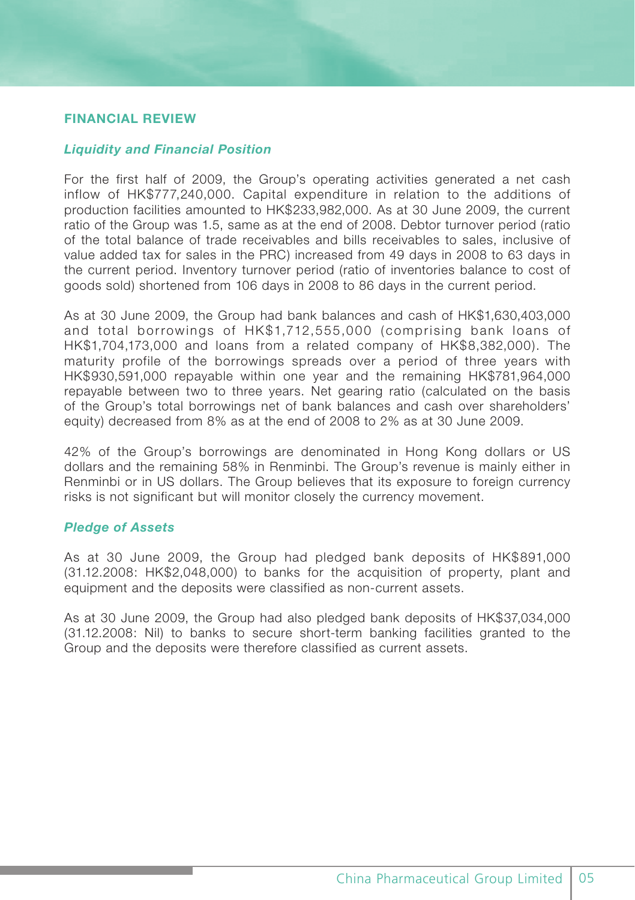## FINANCIAL REVIEW

### *Liquidity and Financial Position*

For the first half of 2009, the Group's operating activities generated a net cash inflow of HK$777,240,000. Capital expenditure in relation to the additions of production facilities amounted to HK$233,982,000. As at 30 June 2009, the current ratio of the Group was 1.5, same as at the end of 2008. Debtor turnover period (ratio of the total balance of trade receivables and bills receivables to sales, inclusive of value added tax for sales in the PRC) increased from 49 days in 2008 to 63 days in the current period. Inventory turnover period (ratio of inventories balance to cost of goods sold) shortened from 106 days in 2008 to 86 days in the current period.

As at 30 June 2009, the Group had bank balances and cash of HK$1,630,403,000 and total borrowings of HK$1,712,555,000 (comprising bank loans of HK$1,704,173,000 and loans from a related company of HK$8,382,000). The maturity profile of the borrowings spreads over a period of three years with HK$930,591,000 repayable within one year and the remaining HK$781,964,000 repayable between two to three years. Net gearing ratio (calculated on the basis of the Group's total borrowings net of bank balances and cash over shareholders' equity) decreased from 8% as at the end of 2008 to 2% as at 30 June 2009.

42% of the Group's borrowings are denominated in Hong Kong dollars or US dollars and the remaining 58% in Renminbi. The Group's revenue is mainly either in Renminbi or in US dollars. The Group believes that its exposure to foreign currency risks is not significant but will monitor closely the currency movement.

### *Pledge of Assets*

As at 30 June 2009, the Group had pledged bank deposits of HK$891,000 (31.12.2008: HK$2,048,000) to banks for the acquisition of property, plant and equipment and the deposits were classified as non-current assets.

As at 30 June 2009, the Group had also pledged bank deposits of HK$37,034,000 (31.12.2008: Nil) to banks to secure short-term banking facilities granted to the Group and the deposits were therefore classified as current assets.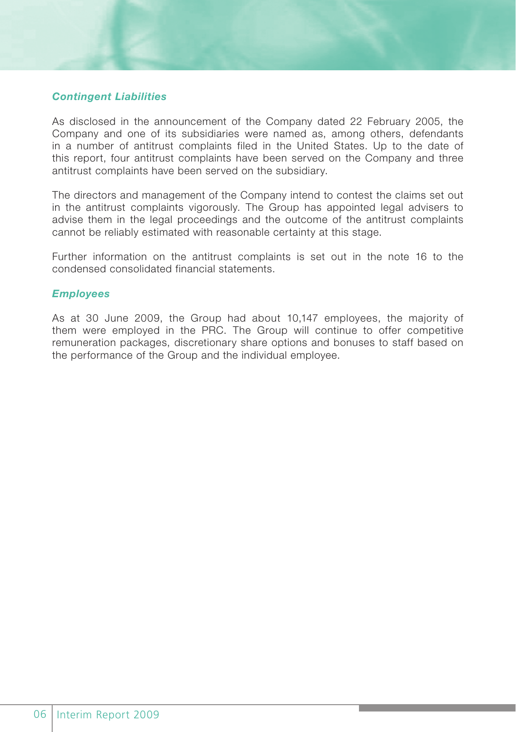### *Contingent Liabilities*

As disclosed in the announcement of the Company dated 22 February 2005, the Company and one of its subsidiaries were named as, among others, defendants in a number of antitrust complaints filed in the United States. Up to the date of this report, four antitrust complaints have been served on the Company and three antitrust complaints have been served on the subsidiary.

The directors and management of the Company intend to contest the claims set out in the antitrust complaints vigorously. The Group has appointed legal advisers to advise them in the legal proceedings and the outcome of the antitrust complaints cannot be reliably estimated with reasonable certainty at this stage.

Further information on the antitrust complaints is set out in the note 16 to the condensed consolidated financial statements.

### *Employees*

As at 30 June 2009, the Group had about 10,147 employees, the majority of them were employed in the PRC. The Group will continue to offer competitive remuneration packages, discretionary share options and bonuses to staff based on the performance of the Group and the individual employee.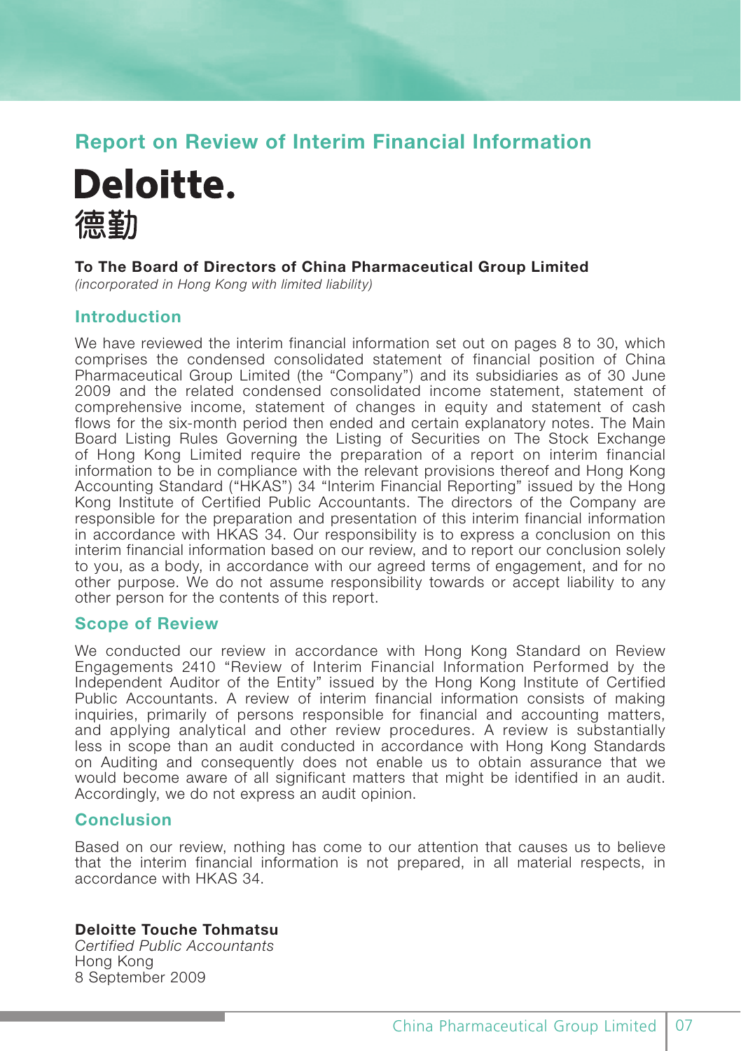# Report on Review of Interim Financial Information

**Deloitte.**
**德勤**

**To The Board of Directors of China Pharmaceutical Group Limited**
*(incorporated in Hong Kong with limited liability)*

## Introduction

We have reviewed the interim financial information set out on pages 8 to 30, which comprises the condensed consolidated statement of financial position of China Pharmaceutical Group Limited (the "Company") and its subsidiaries as of 30 June 2009 and the related condensed consolidated income statement, statement of comprehensive income, statement of changes in equity and statement of cash flows for the six-month period then ended and certain explanatory notes. The Main Board Listing Rules Governing the Listing of Securities on The Stock Exchange of Hong Kong Limited require the preparation of a report on interim financial information to be in compliance with the relevant provisions thereof and Hong Kong Accounting Standard ("HKAS") 34 "Interim Financial Reporting" issued by the Hong Kong Institute of Certified Public Accountants. The directors of the Company are responsible for the preparation and presentation of this interim financial information in accordance with HKAS 34. Our responsibility is to express a conclusion on this interim financial information based on our review, and to report our conclusion solely to you, as a body, in accordance with our agreed terms of engagement, and for no other purpose. We do not assume responsibility towards or accept liability to any other person for the contents of this report.

## Scope of Review

We conducted our review in accordance with Hong Kong Standard on Review Engagements 2410 "Review of Interim Financial Information Performed by the Independent Auditor of the Entity" issued by the Hong Kong Institute of Certified Public Accountants. A review of interim financial information consists of making inquiries, primarily of persons responsible for financial and accounting matters, and applying analytical and other review procedures. A review is substantially less in scope than an audit conducted in accordance with Hong Kong Standards on Auditing and consequently does not enable us to obtain assurance that we would become aware of all significant matters that might be identified in an audit. Accordingly, we do not express an audit opinion.

## Conclusion

Based on our review, nothing has come to our attention that causes us to believe that the interim financial information is not prepared, in all material respects, in accordance with HKAS 34.

**Deloitte Touche Tohmatsu**
*Certified Public Accountants*
Hong Kong
8 September 2009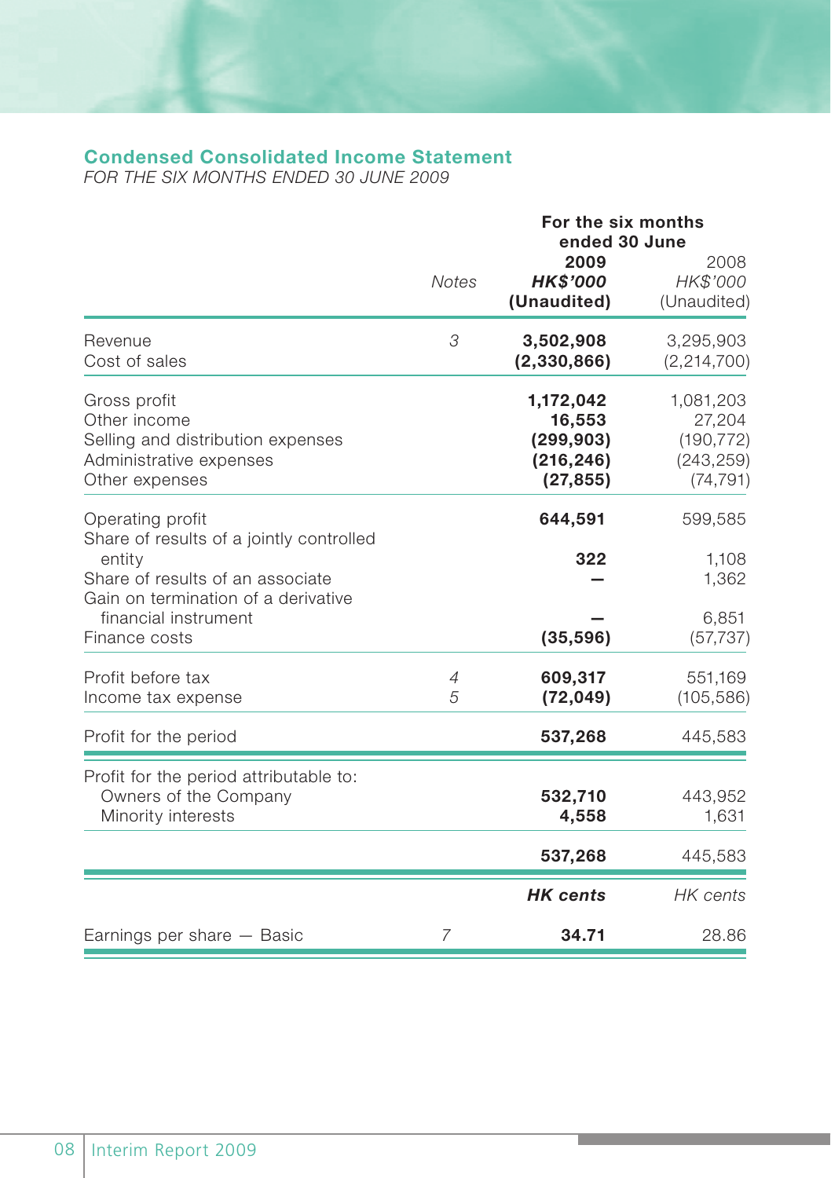## Condensed Consolidated Income Statement

*FOR THE SIX MONTHS ENDED 30 JUNE 2009*

| | Notes | For the six months ended 30 June | |
|---|---|---|---|
| | | **2009** | 2008 |
| | | ***HK$'000*** | *HK$'000* |
| | | **(Unaudited)** | (Unaudited) |
| Revenue | 3 | **3,502,908** | 3,295,903 |
| Cost of sales | | **(2,330,866)** | (2,214,700) |
| Gross profit | | **1,172,042** | 1,081,203 |
| Other income | | **16,553** | 27,204 |
| Selling and distribution expenses | | **(299,903)** | (190,772) |
| Administrative expenses | | **(216,246)** | (243,259) |
| Other expenses | | **(27,855)** | (74,791) |
| Operating profit | | **644,591** | 599,585 |
| Share of results of a jointly controlled entity | | **322** | 1,108 |
| Share of results of an associate | | **—** | 1,362 |
| Gain on termination of a derivative financial instrument | | **—** | 6,851 |
| Finance costs | | **(35,596)** | (57,737) |
| Profit before tax | 4 | **609,317** | 551,169 |
| Income tax expense | 5 | **(72,049)** | (105,586) |
| Profit for the period | | **537,268** | 445,583 |
| Profit for the period attributable to: | | | |
| Owners of the Company | | **532,710** | 443,952 |
| Minority interests | | **4,558** | 1,631 |
| | | **537,268** | 445,583 |
| | | ***HK cents*** | *HK cents* |
| Earnings per share — Basic | 7 | **34.71** | 28.86 |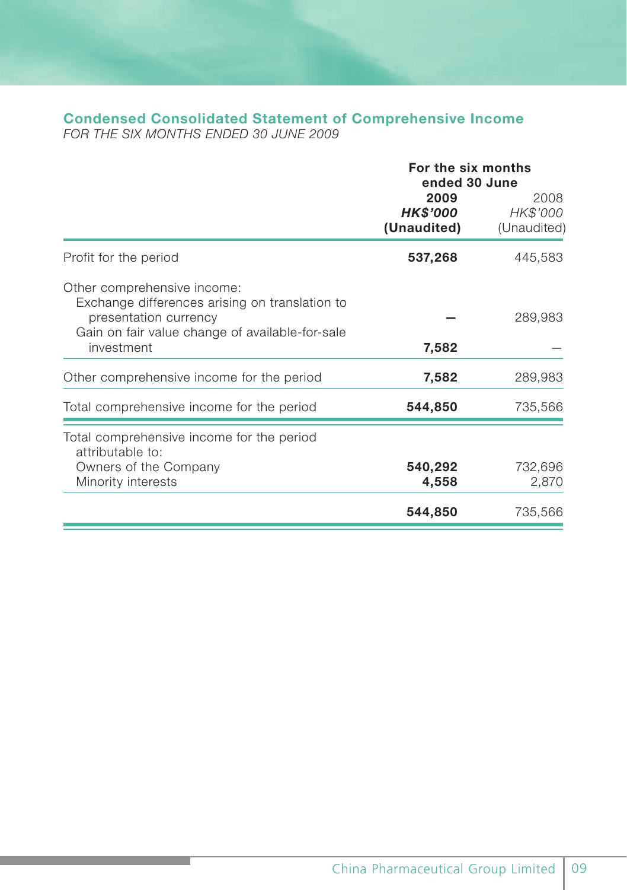## Condensed Consolidated Statement of Comprehensive Income

*FOR THE SIX MONTHS ENDED 30 JUNE 2009*

| | For the six months ended 30 June | |
|---|---|---|
| | **2009** | 2008 |
| | ***HK$'000*** | *HK$'000* |
| | **(Unaudited)** | (Unaudited) |
| Profit for the period | **537,268** | 445,583 |
| Other comprehensive income: | | |
| Exchange differences arising on translation to presentation currency | **–** | 289,983 |
| Gain on fair value change of available-for-sale investment | **7,582** | – |
| Other comprehensive income for the period | **7,582** | 289,983 |
| Total comprehensive income for the period | **544,850** | 735,566 |
| Total comprehensive income for the period attributable to: | | |
| Owners of the Company | **540,292** | 732,696 |
| Minority interests | **4,558** | 2,870 |
| | **544,850** | 735,566 |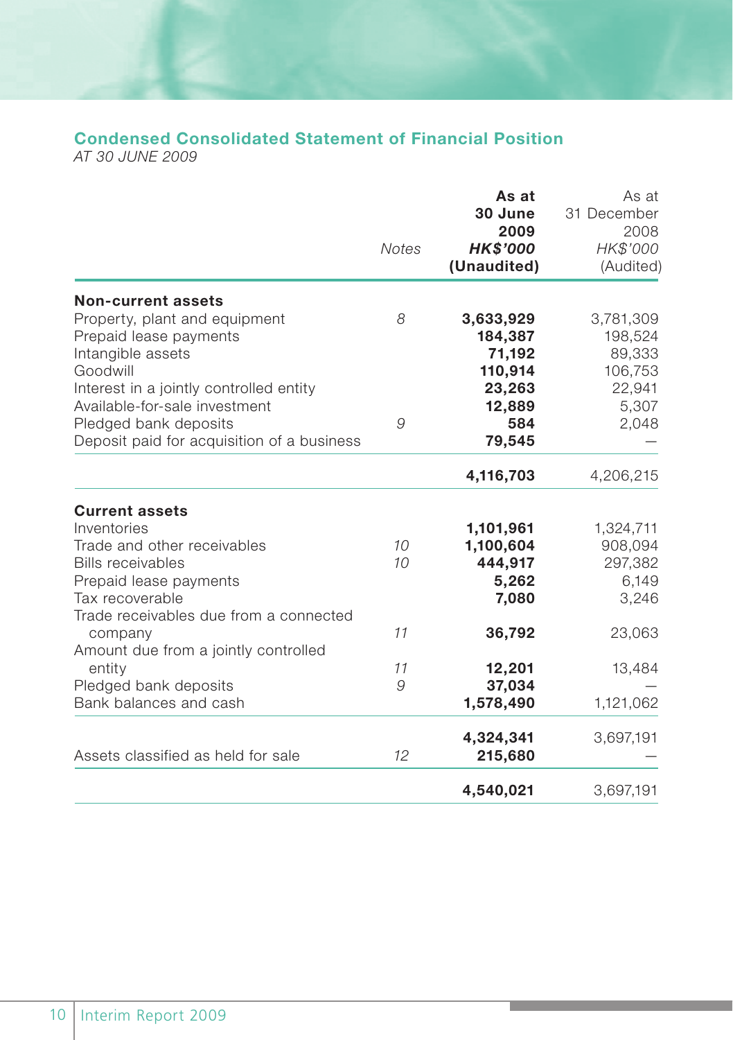## Condensed Consolidated Statement of Financial Position

*AT 30 JUNE 2009*

| | *Notes* | **As at 30 June 2009** ***HK$'000*** **(Unaudited)** | As at 31 December 2008 *HK$'000* (Audited) |
|---|---|---|---|
| **Non-current assets** | | | |
| Property, plant and equipment | *8* | **3,633,929** | 3,781,309 |
| Prepaid lease payments | | **184,387** | 198,524 |
| Intangible assets | | **71,192** | 89,333 |
| Goodwill | | **110,914** | 106,753 |
| Interest in a jointly controlled entity | | **23,263** | 22,941 |
| Available-for-sale investment | | **12,889** | 5,307 |
| Pledged bank deposits | *9* | **584** | 2,048 |
| Deposit paid for acquisition of a business | | **79,545** | — |
| | | **4,116,703** | 4,206,215 |
| **Current assets** | | | |
| Inventories | | **1,101,961** | 1,324,711 |
| Trade and other receivables | *10* | **1,100,604** | 908,094 |
| Bills receivables | *10* | **444,917** | 297,382 |
| Prepaid lease payments | | **5,262** | 6,149 |
| Tax recoverable | | **7,080** | 3,246 |
| Trade receivables due from a connected company | *11* | **36,792** | 23,063 |
| Amount due from a jointly controlled entity | *11* | **12,201** | 13,484 |
| Pledged bank deposits | *9* | **37,034** | — |
| Bank balances and cash | | **1,578,490** | 1,121,062 |
| | | **4,324,341** | 3,697,191 |
| Assets classified as held for sale | *12* | **215,680** | — |
| | | **4,540,021** | 3,697,191 |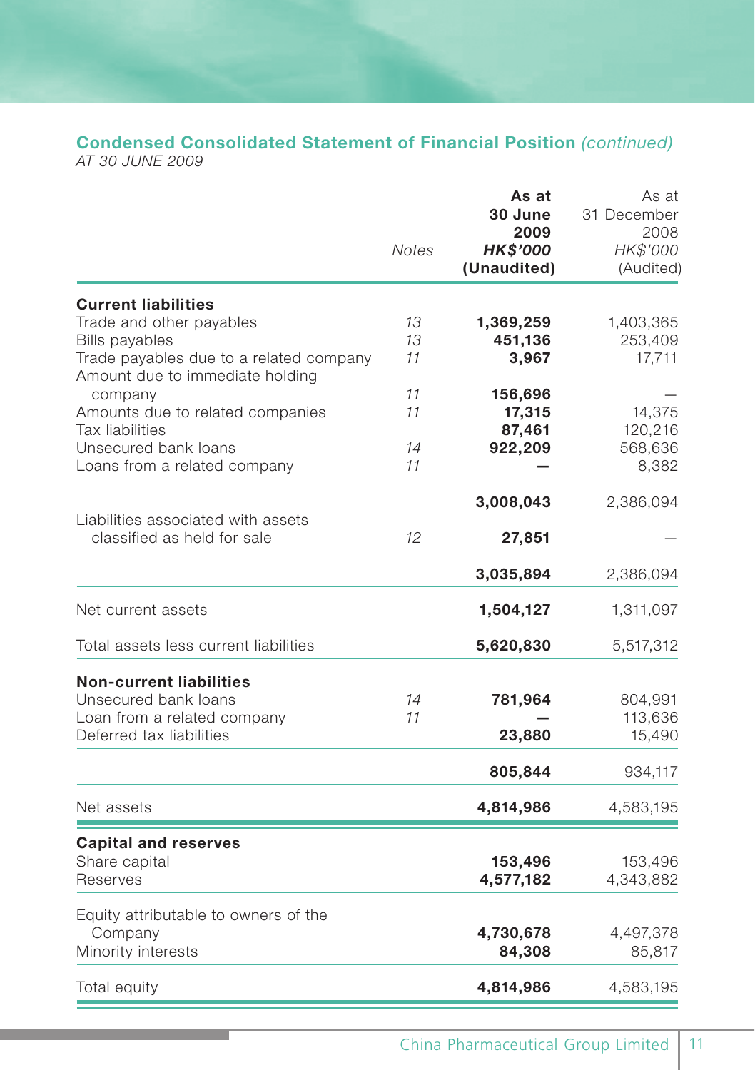## Condensed Consolidated Statement of Financial Position *(continued)*

*AT 30 JUNE 2009*

| | Notes | **As at 30 June 2009 HK$'000 (Unaudited)** | As at 31 December 2008 HK$'000 (Audited) |
|---|---|---|---|
| **Current liabilities** | | | |
| Trade and other payables | 13 | **1,369,259** | 1,403,365 |
| Bills payables | 13 | **451,136** | 253,409 |
| Trade payables due to a related company | 11 | **3,967** | 17,711 |
| Amount due to immediate holding company | 11 | **156,696** | — |
| Amounts due to related companies | 11 | **17,315** | 14,375 |
| Tax liabilities | | **87,461** | 120,216 |
| Unsecured bank loans | 14 | **922,209** | 568,636 |
| Loans from a related company | 11 | **—** | 8,382 |
| | | **3,008,043** | 2,386,094 |
| Liabilities associated with assets classified as held for sale | 12 | **27,851** | — |
| | | **3,035,894** | 2,386,094 |
| Net current assets | | **1,504,127** | 1,311,097 |
| Total assets less current liabilities | | **5,620,830** | 5,517,312 |
| **Non-current liabilities** | | | |
| Unsecured bank loans | 14 | **781,964** | 804,991 |
| Loan from a related company | 11 | **—** | 113,636 |
| Deferred tax liabilities | | **23,880** | 15,490 |
| | | **805,844** | 934,117 |
| Net assets | | **4,814,986** | 4,583,195 |
| **Capital and reserves** | | | |
| Share capital | | **153,496** | 153,496 |
| Reserves | | **4,577,182** | 4,343,882 |
| Equity attributable to owners of the Company | | **4,730,678** | 4,497,378 |
| Minority interests | | **84,308** | 85,817 |
| Total equity | | **4,814,986** | 4,583,195 |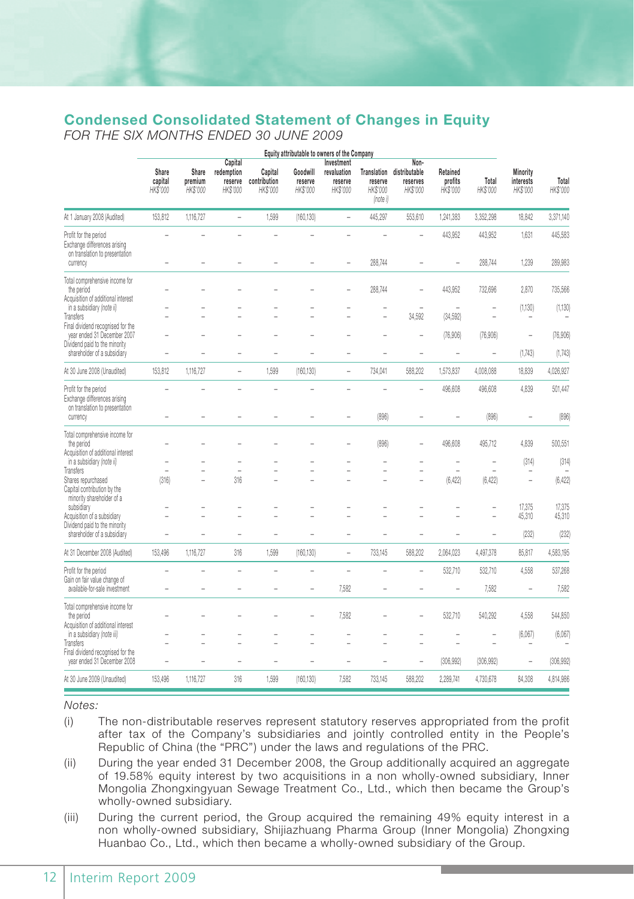## Condensed Consolidated Statement of Changes in Equity

*FOR THE SIX MONTHS ENDED 30 JUNE 2009*

| | Equity attributable to owners of the Company | | | | | | | | | | | |
|---|---|---|---|---|---|---|---|---|---|---|---|---|
| | Share capital HK$'000 | Share premium HK$'000 | Capital redemption reserve HK$'000 | Capital contribution HK$'000 | Goodwill reserve HK$'000 | Investment revaluation reserve HK$'000 | Translation reserve HK$'000 (note i) | Non-distributable reserves HK$'000 | Retained profits HK$'000 | Total HK$'000 | Minority interests HK$'000 | Total HK$'000 |
| At 1 January 2008 (Audited) | 153,812 | 1,116,727 | – | 1,599 | (160,130) | – | 445,297 | 553,610 | 1,241,383 | 3,352,298 | 18,842 | 3,371,140 |
| Profit for the period | – | – | – | – | – | – | – | – | 443,952 | 443,952 | 1,631 | 445,583 |
| Exchange differences arising on translation to presentation currency | – | – | – | – | – | – | 288,744 | – | – | 288,744 | 1,239 | 289,983 |
| Total comprehensive income for the period | – | – | – | – | – | – | 288,744 | – | 443,952 | 732,696 | 2,870 | 735,566 |
| Acquisition of additional interest in a subsidiary *(note ii)* | – | – | – | – | – | – | – | – | – | – | (1,130) | (1,130) |
| Transfers | – | – | – | – | – | – | – | 34,592 | (34,592) | – | – | – |
| Final dividend recognised for the year ended 31 December 2007 | – | – | – | – | – | – | – | – | (76,906) | (76,906) | – | (76,906) |
| Dividend paid to the minority shareholder of a subsidiary | – | – | – | – | – | – | – | – | – | – | (1,743) | (1,743) |
| At 30 June 2008 (Unaudited) | 153,812 | 1,116,727 | – | 1,599 | (160,130) | – | 734,041 | 588,202 | 1,573,837 | 4,008,088 | 18,839 | 4,026,927 |
| Profit for the period | – | – | – | – | – | – | – | – | 496,608 | 496,608 | 4,839 | 501,447 |
| Exchange differences arising on translation to presentation currency | – | – | – | – | – | – | (896) | – | – | (896) | – | (896) |
| Total comprehensive income for the period | – | – | – | – | – | – | (896) | – | 496,608 | 495,712 | 4,839 | 500,551 |
| Acquisition of additional interest in a subsidiary *(note ii)* | – | – | – | – | – | – | – | – | – | – | (314) | (314) |
| Transfers | – | – | – | – | – | – | – | – | – | – | – | – |
| Shares repurchased | (316) | – | 316 | – | – | – | – | – | (6,422) | (6,422) | – | (6,422) |
| Capital contribution by the minority shareholder of a subsidiary | – | – | – | – | – | – | – | – | – | – | 17,375 | 17,375 |
| Acquisition of a subsidiary | – | – | – | – | – | – | – | – | – | – | 45,310 | 45,310 |
| Dividend paid to the minority shareholder of a subsidiary | – | – | – | – | – | – | – | – | – | – | (232) | (232) |
| At 31 December 2008 (Audited) | 153,496 | 1,116,727 | 316 | 1,599 | (160,130) | – | 733,145 | 588,202 | 2,064,023 | 4,497,378 | 85,817 | 4,583,195 |
| Profit for the period | – | – | – | – | – | – | – | – | 532,710 | 532,710 | 4,558 | 537,268 |
| Gain on fair value change of available-for-sale investment | – | – | – | – | – | 7,582 | – | – | – | 7,582 | – | 7,582 |
| Total comprehensive income for the period | – | – | – | – | – | 7,582 | – | – | 532,710 | 540,292 | 4,558 | 544,850 |
| Acquisition of additional interest in a subsidiary *(note iii)* | – | – | – | – | – | – | – | – | – | – | (6,067) | (6,067) |
| Transfers | – | – | – | – | – | – | – | – | – | – | – | – |
| Final dividend recognised for the year ended 31 December 2008 | – | – | – | – | – | – | – | – | (306,992) | (306,992) | – | (306,992) |
| At 30 June 2009 (Unaudited) | 153,496 | 1,116,727 | 316 | 1,599 | (160,130) | 7,582 | 733,145 | 588,202 | 2,289,741 | 4,730,678 | 84,308 | 4,814,986 |

*Notes:*

(i) The non-distributable reserves represent statutory reserves appropriated from the profit after tax of the Company's subsidiaries and jointly controlled entity in the People's Republic of China (the "PRC") under the laws and regulations of the PRC.

(ii) During the year ended 31 December 2008, the Group additionally acquired an aggregate of 19.58% equity interest by two acquisitions in a non wholly-owned subsidiary, Inner Mongolia Zhongxingyuan Sewage Treatment Co., Ltd., which then became the Group's wholly-owned subsidiary.

(iii) During the current period, the Group acquired the remaining 49% equity interest in a non wholly-owned subsidiary, Shijiazhuang Pharma Group (Inner Mongolia) Zhongxing Huanbao Co., Ltd., which then became a wholly-owned subsidiary of the Group.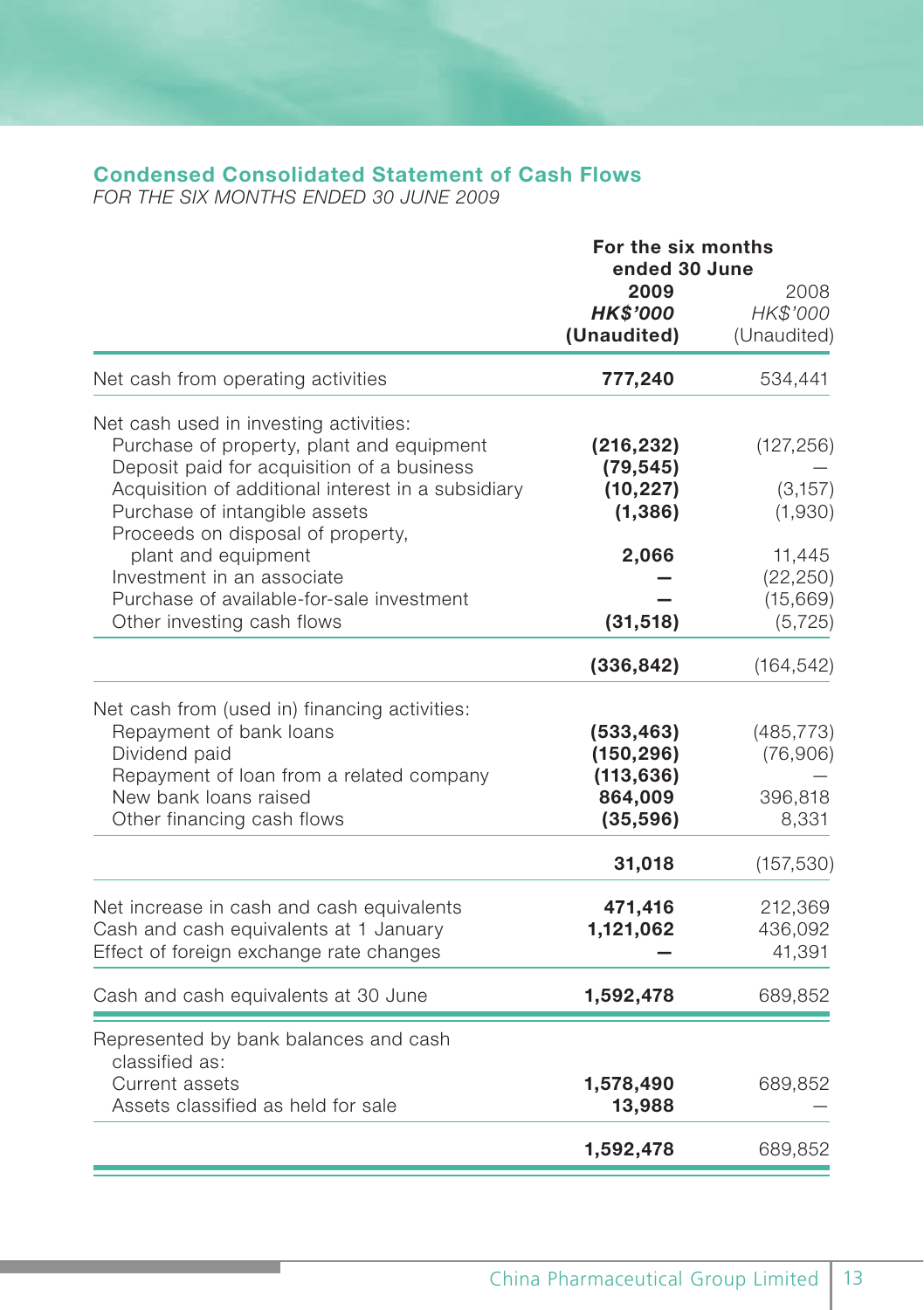## Condensed Consolidated Statement of Cash Flows

*FOR THE SIX MONTHS ENDED 30 JUNE 2009*

| | For the six months ended 30 June | |
|---|---|---|
| | **2009** | 2008 |
| | ***HK$'000*** | *HK$'000* |
| | **(Unaudited)** | (Unaudited) |
| Net cash from operating activities | **777,240** | 534,441 |
| Net cash used in investing activities: | | |
| Purchase of property, plant and equipment | **(216,232)** | (127,256) |
| Deposit paid for acquisition of a business | **(79,545)** | — |
| Acquisition of additional interest in a subsidiary | **(10,227)** | (3,157) |
| Purchase of intangible assets | **(1,386)** | (1,930) |
| Proceeds on disposal of property, plant and equipment | **2,066** | 11,445 |
| Investment in an associate | **—** | (22,250) |
| Purchase of available-for-sale investment | **—** | (15,669) |
| Other investing cash flows | **(31,518)** | (5,725) |
| | **(336,842)** | (164,542) |
| Net cash from (used in) financing activities: | | |
| Repayment of bank loans | **(533,463)** | (485,773) |
| Dividend paid | **(150,296)** | (76,906) |
| Repayment of loan from a related company | **(113,636)** | — |
| New bank loans raised | **864,009** | 396,818 |
| Other financing cash flows | **(35,596)** | 8,331 |
| | **31,018** | (157,530) |
| Net increase in cash and cash equivalents | **471,416** | 212,369 |
| Cash and cash equivalents at 1 January | **1,121,062** | 436,092 |
| Effect of foreign exchange rate changes | **—** | 41,391 |
| Cash and cash equivalents at 30 June | **1,592,478** | 689,852 |
| Represented by bank balances and cash classified as: | | |
| Current assets | **1,578,490** | 689,852 |
| Assets classified as held for sale | **13,988** | — |
| | **1,592,478** | 689,852 |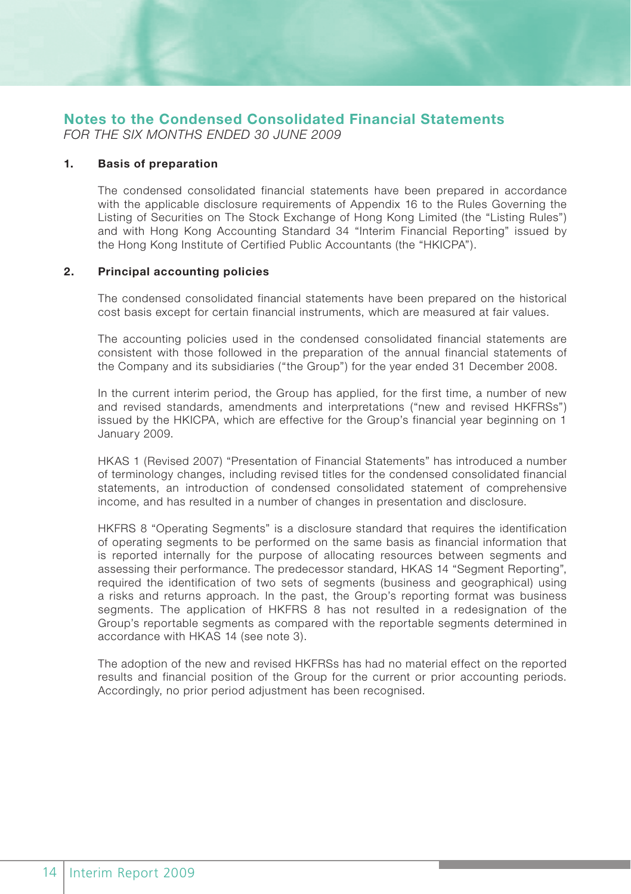## Notes to the Condensed Consolidated Financial Statements

*FOR THE SIX MONTHS ENDED 30 JUNE 2009*

### 1. Basis of preparation

The condensed consolidated financial statements have been prepared in accordance with the applicable disclosure requirements of Appendix 16 to the Rules Governing the Listing of Securities on The Stock Exchange of Hong Kong Limited (the "Listing Rules") and with Hong Kong Accounting Standard 34 "Interim Financial Reporting" issued by the Hong Kong Institute of Certified Public Accountants (the "HKICPA").

### 2. Principal accounting policies

The condensed consolidated financial statements have been prepared on the historical cost basis except for certain financial instruments, which are measured at fair values.

The accounting policies used in the condensed consolidated financial statements are consistent with those followed in the preparation of the annual financial statements of the Company and its subsidiaries ("the Group") for the year ended 31 December 2008.

In the current interim period, the Group has applied, for the first time, a number of new and revised standards, amendments and interpretations ("new and revised HKFRSs") issued by the HKICPA, which are effective for the Group's financial year beginning on 1 January 2009.

HKAS 1 (Revised 2007) "Presentation of Financial Statements" has introduced a number of terminology changes, including revised titles for the condensed consolidated financial statements, an introduction of condensed consolidated statement of comprehensive income, and has resulted in a number of changes in presentation and disclosure.

HKFRS 8 "Operating Segments" is a disclosure standard that requires the identification of operating segments to be performed on the same basis as financial information that is reported internally for the purpose of allocating resources between segments and assessing their performance. The predecessor standard, HKAS 14 "Segment Reporting", required the identification of two sets of segments (business and geographical) using a risks and returns approach. In the past, the Group's reporting format was business segments. The application of HKFRS 8 has not resulted in a redesignation of the Group's reportable segments as compared with the reportable segments determined in accordance with HKAS 14 (see note 3).

The adoption of the new and revised HKFRSs has had no material effect on the reported results and financial position of the Group for the current or prior accounting periods. Accordingly, no prior period adjustment has been recognised.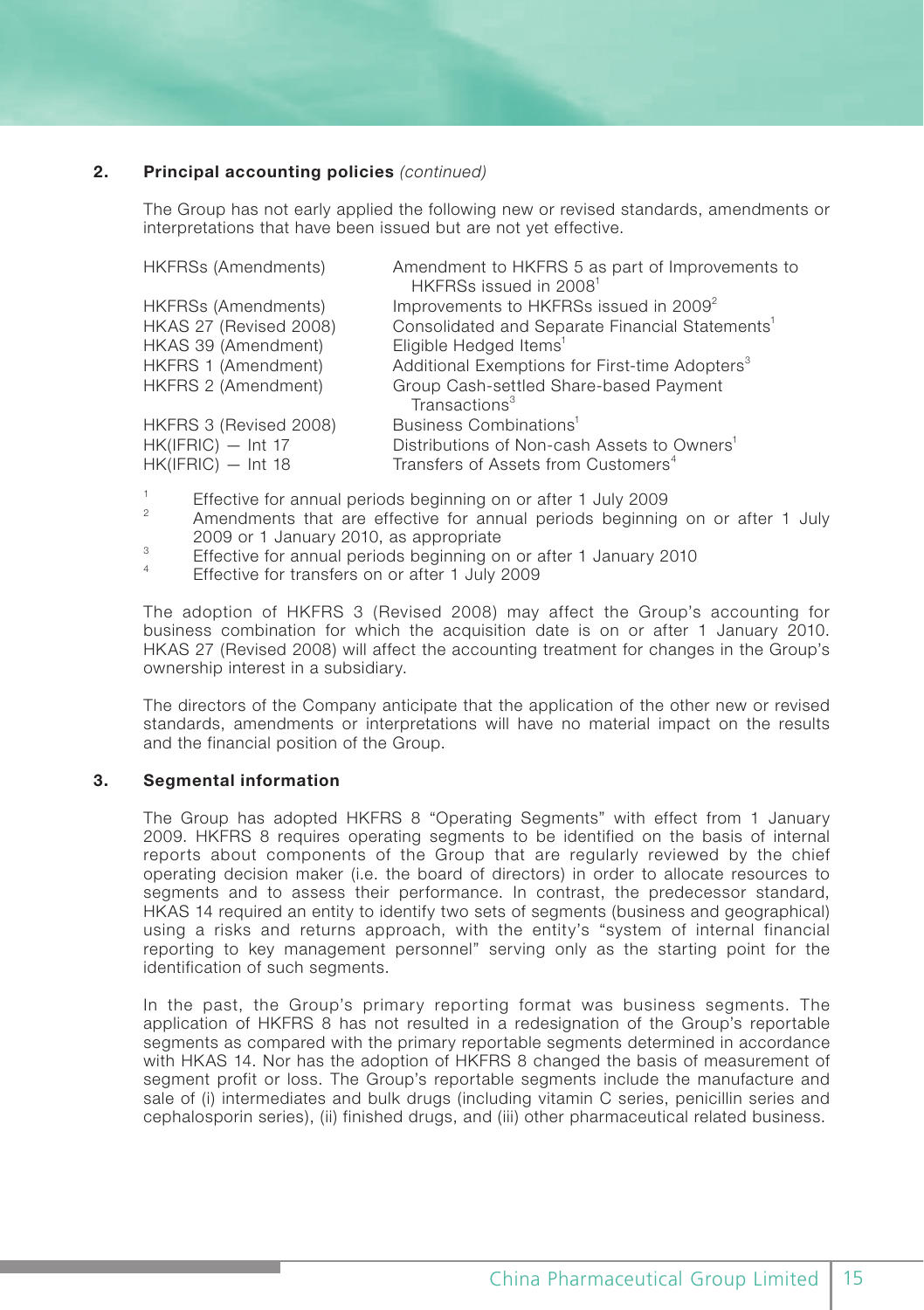## 2. Principal accounting policies *(continued)*

The Group has not early applied the following new or revised standards, amendments or interpretations that have been issued but are not yet effective.

| | |
|---|---|
| HKFRSs (Amendments) | Amendment to HKFRS 5 as part of Improvements to HKFRSs issued in 2008[1] |
| HKFRSs (Amendments) | Improvements to HKFRSs issued in 2009[2] |
| HKAS 27 (Revised 2008) | Consolidated and Separate Financial Statements[1] |
| HKAS 39 (Amendment) | Eligible Hedged Items[1] |
| HKFRS 1 (Amendment) | Additional Exemptions for First-time Adopters[3] |
| HKFRS 2 (Amendment) | Group Cash-settled Share-based Payment Transactions[3] |
| HKFRS 3 (Revised 2008) | Business Combinations[1] |
| HK(IFRIC) — Int 17 | Distributions of Non-cash Assets to Owners[1] |
| HK(IFRIC) — Int 18 | Transfers of Assets from Customers[4] |

[1] Effective for annual periods beginning on or after 1 July 2009

[2] Amendments that are effective for annual periods beginning on or after 1 July 2009 or 1 January 2010, as appropriate

[3] Effective for annual periods beginning on or after 1 January 2010

[4] Effective for transfers on or after 1 July 2009

The adoption of HKFRS 3 (Revised 2008) may affect the Group's accounting for business combination for which the acquisition date is on or after 1 January 2010. HKAS 27 (Revised 2008) will affect the accounting treatment for changes in the Group's ownership interest in a subsidiary.

The directors of the Company anticipate that the application of the other new or revised standards, amendments or interpretations will have no material impact on the results and the financial position of the Group.

## 3. Segmental information

The Group has adopted HKFRS 8 "Operating Segments" with effect from 1 January 2009. HKFRS 8 requires operating segments to be identified on the basis of internal reports about components of the Group that are regularly reviewed by the chief operating decision maker (i.e. the board of directors) in order to allocate resources to segments and to assess their performance. In contrast, the predecessor standard, HKAS 14 required an entity to identify two sets of segments (business and geographical) using a risks and returns approach, with the entity's "system of internal financial reporting to key management personnel" serving only as the starting point for the identification of such segments.

In the past, the Group's primary reporting format was business segments. The application of HKFRS 8 has not resulted in a redesignation of the Group's reportable segments as compared with the primary reportable segments determined in accordance with HKAS 14. Nor has the adoption of HKFRS 8 changed the basis of measurement of segment profit or loss. The Group's reportable segments include the manufacture and sale of (i) intermediates and bulk drugs (including vitamin C series, penicillin series and cephalosporin series), (ii) finished drugs, and (iii) other pharmaceutical related business.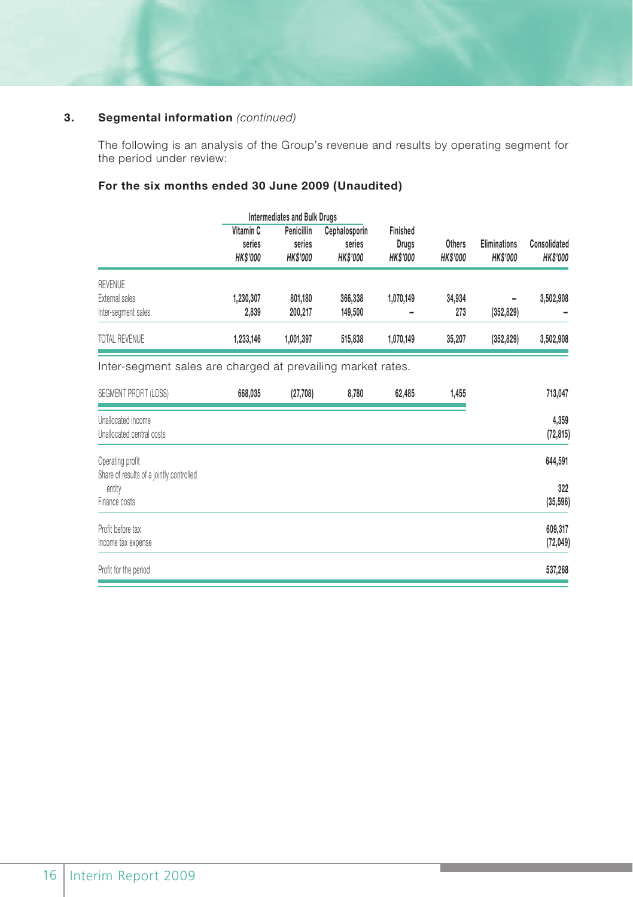## 3. Segmental information *(continued)*

The following is an analysis of the Group's revenue and results by operating segment for the period under review:

### For the six months ended 30 June 2009 (Unaudited)

| | Intermediates and Bulk Drugs | | | | | | |
|---|---|---|---|---|---|---|---|
| | Vitamin C series *HK$'000* | Penicillin series *HK$'000* | Cephalosporin series *HK$'000* | Finished Drugs *HK$'000* | Others *HK$'000* | Eliminations *HK$'000* | Consolidated *HK$'000* |
| REVENUE | | | | | | | |
| External sales | 1,230,307 | 801,180 | 366,338 | 1,070,149 | 34,934 | – | 3,502,908 |
| Inter-segment sales | 2,839 | 200,217 | 149,500 | – | 273 | (352,829) | – |
| TOTAL REVENUE | 1,233,146 | 1,001,397 | 515,838 | 1,070,149 | 35,207 | (352,829) | 3,502,908 |

Inter-segment sales are charged at prevailing market rates.

| | | | | | | | |
|---|---|---|---|---|---|---|---|
| SEGMENT PROFIT (LOSS) | 668,035 | (27,708) | 8,780 | 62,485 | 1,455 | | 713,047 |
| Unallocated income | | | | | | | 4,359 |
| Unallocated central costs | | | | | | | (72,815) |
| Operating profit | | | | | | | 644,591 |
| Share of results of a jointly controlled entity | | | | | | | 322 |
| Finance costs | | | | | | | (35,596) |
| Profit before tax | | | | | | | 609,317 |
| Income tax expense | | | | | | | (72,049) |
| Profit for the period | | | | | | | 537,268 |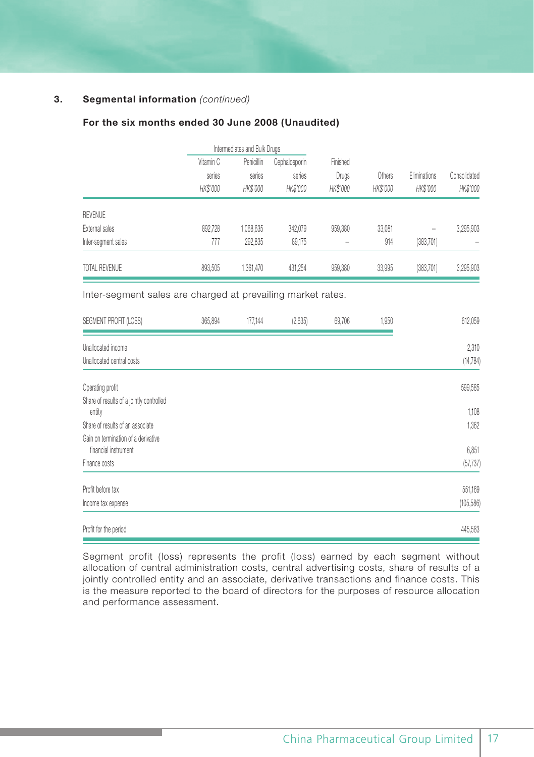## 3. Segmental information *(continued)*

### For the six months ended 30 June 2008 (Unaudited)

| | Intermediates and Bulk Drugs | | | | | | |
|---|---|---|---|---|---|---|---|
| | Vitamin C series | Penicillin series | Cephalosporin series | Finished Drugs | Others | Eliminations | Consolidated |
| | *HK$'000* | *HK$'000* | *HK$'000* | *HK$'000* | *HK$'000* | *HK$'000* | *HK$'000* |
| REVENUE | | | | | | | |
| External sales | 892,728 | 1,068,635 | 342,079 | 959,380 | 33,081 | – | 3,295,903 |
| Inter-segment sales | 777 | 292,835 | 89,175 | – | 914 | (383,701) | – |
| TOTAL REVENUE | 893,505 | 1,361,470 | 431,254 | 959,380 | 33,995 | (383,701) | 3,295,903 |

Inter-segment sales are charged at prevailing market rates.

| | Vitamin C series | Penicillin series | Cephalosporin series | Finished Drugs | Others | Eliminations | Consolidated |
|---|---|---|---|---|---|---|---|
| SEGMENT PROFIT (LOSS) | 365,894 | 177,144 | (2,635) | 69,706 | 1,950 | | 612,059 |
| Unallocated income | | | | | | | 2,310 |
| Unallocated central costs | | | | | | | (14,784) |
| Operating profit | | | | | | | 599,585 |
| Share of results of a jointly controlled entity | | | | | | | 1,108 |
| Share of results of an associate | | | | | | | 1,362 |
| Gain on termination of a derivative financial instrument | | | | | | | 6,851 |
| Finance costs | | | | | | | (57,737) |
| Profit before tax | | | | | | | 551,169 |
| Income tax expense | | | | | | | (105,586) |
| Profit for the period | | | | | | | 445,583 |

Segment profit (loss) represents the profit (loss) earned by each segment without allocation of central administration costs, central advertising costs, share of results of a jointly controlled entity and an associate, derivative transactions and finance costs. This is the measure reported to the board of directors for the purposes of resource allocation and performance assessment.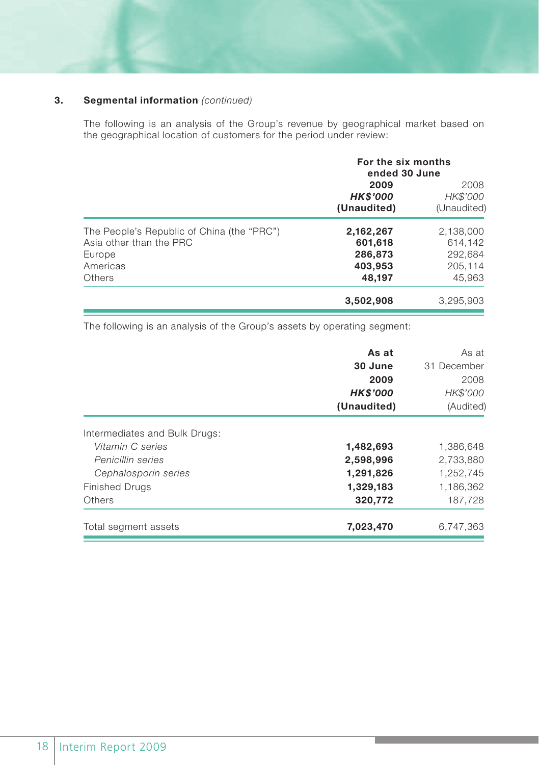### 3. Segmental information *(continued)*

The following is an analysis of the Group's revenue by geographical market based on the geographical location of customers for the period under review:

| | For the six months ended 30 June | |
|---|---|---|
| | **2009** | 2008 |
| | ***HK$'000*** | *HK$'000* |
| | **(Unaudited)** | (Unaudited) |
| The People's Republic of China (the "PRC") | **2,162,267** | 2,138,000 |
| Asia other than the PRC | **601,618** | 614,142 |
| Europe | **286,873** | 292,684 |
| Americas | **403,953** | 205,114 |
| Others | **48,197** | 45,963 |
| | **3,502,908** | 3,295,903 |

The following is an analysis of the Group's assets by operating segment:

| | **As at 30 June 2009** | As at 31 December 2008 |
|---|---|---|
| | ***HK$'000*** | *HK$'000* |
| | **(Unaudited)** | (Audited) |
| Intermediates and Bulk Drugs: | | |
| *Vitamin C series* | **1,482,693** | 1,386,648 |
| *Penicillin series* | **2,598,996** | 2,733,880 |
| *Cephalosporin series* | **1,291,826** | 1,252,745 |
| Finished Drugs | **1,329,183** | 1,186,362 |
| Others | **320,772** | 187,728 |
| Total segment assets | **7,023,470** | 6,747,363 |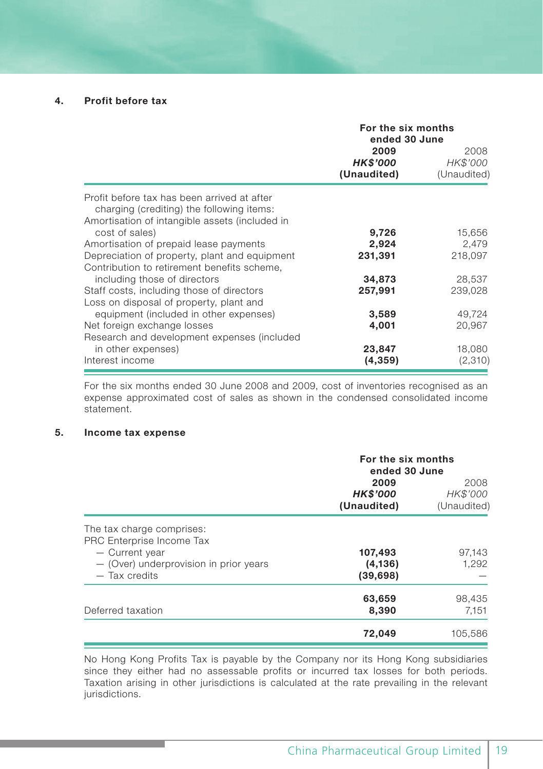## 4. Profit before tax

| | For the six months ended 30 June | |
|---|---|---|
| | **2009** | 2008 |
| | ***HK$'000*** | *HK$'000* |
| | **(Unaudited)** | (Unaudited) |
| Profit before tax has been arrived at after charging (crediting) the following items: | | |
| Amortisation of intangible assets (included in cost of sales) | **9,726** | 15,656 |
| Amortisation of prepaid lease payments | **2,924** | 2,479 |
| Depreciation of property, plant and equipment | **231,391** | 218,097 |
| Contribution to retirement benefits scheme, including those of directors | **34,873** | 28,537 |
| Staff costs, including those of directors | **257,991** | 239,028 |
| Loss on disposal of property, plant and equipment (included in other expenses) | **3,589** | 49,724 |
| Net foreign exchange losses | **4,001** | 20,967 |
| Research and development expenses (included in other expenses) | **23,847** | 18,080 |
| Interest income | **(4,359)** | (2,310) |

For the six months ended 30 June 2008 and 2009, cost of inventories recognised as an expense approximated cost of sales as shown in the condensed consolidated income statement.

## 5. Income tax expense

| | For the six months ended 30 June | |
|---|---|---|
| | **2009** | 2008 |
| | ***HK$'000*** | *HK$'000* |
| | **(Unaudited)** | (Unaudited) |
| The tax charge comprises: | | |
| PRC Enterprise Income Tax | | |
| — Current year | **107,493** | 97,143 |
| — (Over) underprovision in prior years | **(4,136)** | 1,292 |
| — Tax credits | **(39,698)** | — |
| | **63,659** | 98,435 |
| Deferred taxation | **8,390** | 7,151 |
| | **72,049** | 105,586 |

No Hong Kong Profits Tax is payable by the Company nor its Hong Kong subsidiaries since they either had no assessable profits or incurred tax losses for both periods. Taxation arising in other jurisdictions is calculated at the rate prevailing in the relevant jurisdictions.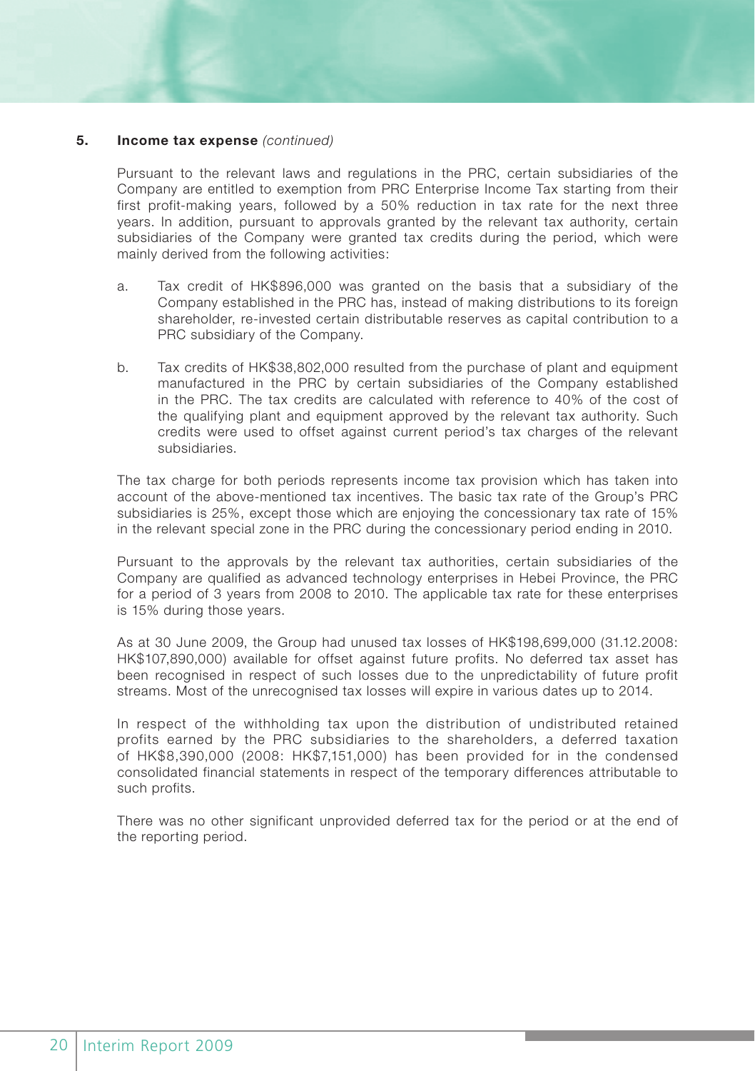### 5. Income tax expense *(continued)*

Pursuant to the relevant laws and regulations in the PRC, certain subsidiaries of the Company are entitled to exemption from PRC Enterprise Income Tax starting from their first profit-making years, followed by a 50% reduction in tax rate for the next three years. In addition, pursuant to approvals granted by the relevant tax authority, certain subsidiaries of the Company were granted tax credits during the period, which were mainly derived from the following activities:

a. Tax credit of HK$896,000 was granted on the basis that a subsidiary of the Company established in the PRC has, instead of making distributions to its foreign shareholder, re-invested certain distributable reserves as capital contribution to a PRC subsidiary of the Company.

b. Tax credits of HK$38,802,000 resulted from the purchase of plant and equipment manufactured in the PRC by certain subsidiaries of the Company established in the PRC. The tax credits are calculated with reference to 40% of the cost of the qualifying plant and equipment approved by the relevant tax authority. Such credits were used to offset against current period's tax charges of the relevant subsidiaries.

The tax charge for both periods represents income tax provision which has taken into account of the above-mentioned tax incentives. The basic tax rate of the Group's PRC subsidiaries is 25%, except those which are enjoying the concessionary tax rate of 15% in the relevant special zone in the PRC during the concessionary period ending in 2010.

Pursuant to the approvals by the relevant tax authorities, certain subsidiaries of the Company are qualified as advanced technology enterprises in Hebei Province, the PRC for a period of 3 years from 2008 to 2010. The applicable tax rate for these enterprises is 15% during those years.

As at 30 June 2009, the Group had unused tax losses of HK$198,699,000 (31.12.2008: HK$107,890,000) available for offset against future profits. No deferred tax asset has been recognised in respect of such losses due to the unpredictability of future profit streams. Most of the unrecognised tax losses will expire in various dates up to 2014.

In respect of the withholding tax upon the distribution of undistributed retained profits earned by the PRC subsidiaries to the shareholders, a deferred taxation of HK$8,390,000 (2008: HK$7,151,000) has been provided for in the condensed consolidated financial statements in respect of the temporary differences attributable to such profits.

There was no other significant unprovided deferred tax for the period or at the end of the reporting period.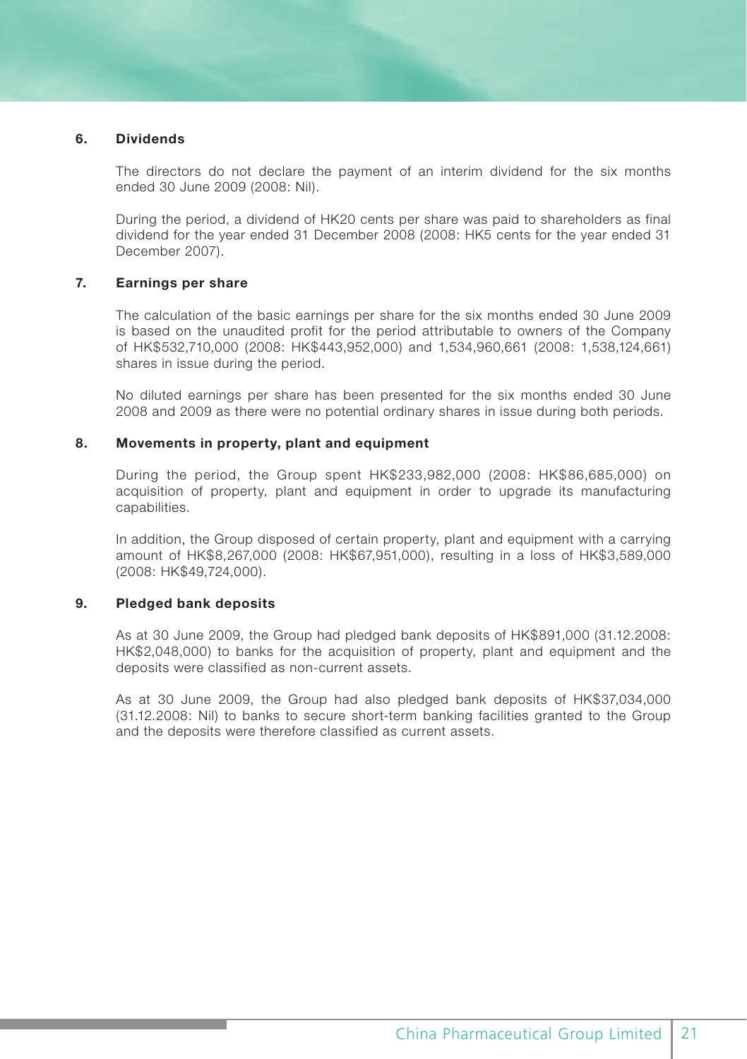## 6. Dividends

The directors do not declare the payment of an interim dividend for the six months ended 30 June 2009 (2008: Nil).

During the period, a dividend of HK20 cents per share was paid to shareholders as final dividend for the year ended 31 December 2008 (2008: HK5 cents for the year ended 31 December 2007).

## 7. Earnings per share

The calculation of the basic earnings per share for the six months ended 30 June 2009 is based on the unaudited profit for the period attributable to owners of the Company of HK$532,710,000 (2008: HK$443,952,000) and 1,534,960,661 (2008: 1,538,124,661) shares in issue during the period.

No diluted earnings per share has been presented for the six months ended 30 June 2008 and 2009 as there were no potential ordinary shares in issue during both periods.

## 8. Movements in property, plant and equipment

During the period, the Group spent HK$233,982,000 (2008: HK$86,685,000) on acquisition of property, plant and equipment in order to upgrade its manufacturing capabilities.

In addition, the Group disposed of certain property, plant and equipment with a carrying amount of HK$8,267,000 (2008: HK$67,951,000), resulting in a loss of HK$3,589,000 (2008: HK$49,724,000).

## 9. Pledged bank deposits

As at 30 June 2009, the Group had pledged bank deposits of HK$891,000 (31.12.2008: HK$2,048,000) to banks for the acquisition of property, plant and equipment and the deposits were classified as non-current assets.

As at 30 June 2009, the Group had also pledged bank deposits of HK$37,034,000 (31.12.2008: Nil) to banks to secure short-term banking facilities granted to the Group and the deposits were therefore classified as current assets.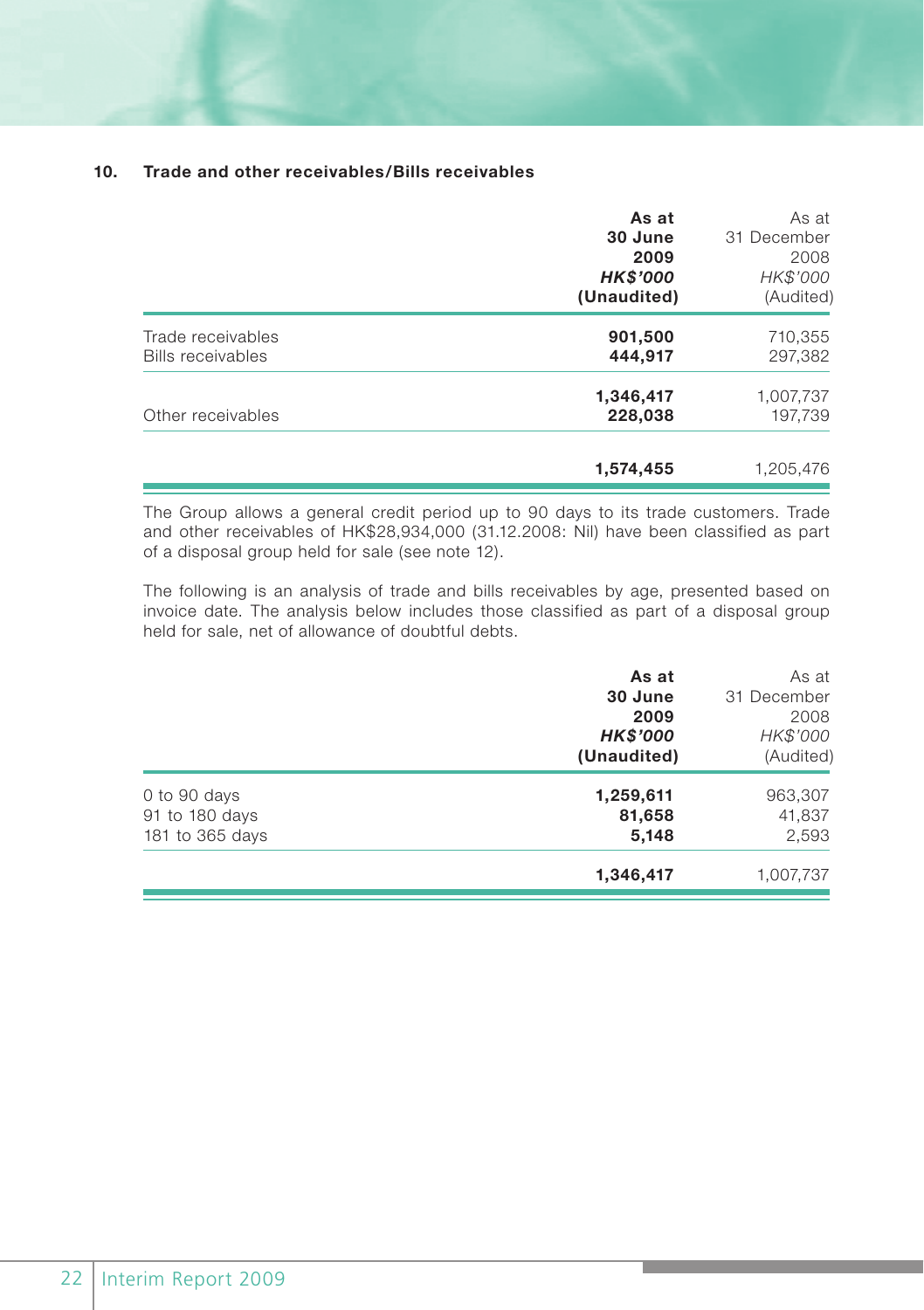## 10. Trade and other receivables/Bills receivables

| | As at 30 June 2009 *HK$'000* (Unaudited) | As at 31 December 2008 *HK$'000* (Audited) |
|---|---|---|
| Trade receivables | **901,500** | 710,355 |
| Bills receivables | **444,917** | 297,382 |
| | **1,346,417** | 1,007,737 |
| Other receivables | **228,038** | 197,739 |
| | **1,574,455** | 1,205,476 |

The Group allows a general credit period up to 90 days to its trade customers. Trade and other receivables of HK$28,934,000 (31.12.2008: Nil) have been classified as part of a disposal group held for sale (see note 12).

The following is an analysis of trade and bills receivables by age, presented based on invoice date. The analysis below includes those classified as part of a disposal group held for sale, net of allowance of doubtful debts.

| | As at 30 June 2009 *HK$'000* (Unaudited) | As at 31 December 2008 *HK$'000* (Audited) |
|---|---|---|
| 0 to 90 days | **1,259,611** | 963,307 |
| 91 to 180 days | **81,658** | 41,837 |
| 181 to 365 days | **5,148** | 2,593 |
| | **1,346,417** | 1,007,737 |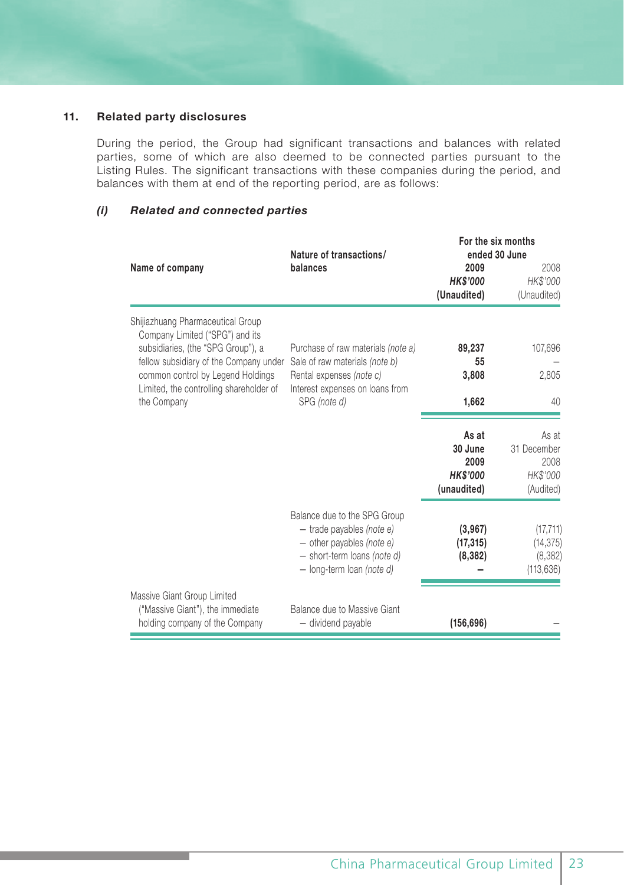## 11. Related party disclosures

During the period, the Group had significant transactions and balances with related parties, some of which are also deemed to be connected parties pursuant to the Listing Rules. The significant transactions with these companies during the period, and balances with them at end of the reporting period, are as follows:

### *(i) Related and connected parties*

| Name of company | Nature of transactions/ balances | For the six months ended 30 June 2009 HK$'000 (Unaudited) | 2008 HK$'000 (Unaudited) |
|---|---|---|---|
| Shijiazhuang Pharmaceutical Group Company Limited ("SPG") and its subsidiaries, (the "SPG Group"), a fellow subsidiary of the Company under common control by Legend Holdings Limited, the controlling shareholder of the Company | Purchase of raw materials *(note a)* | **89,237** | 107,696 |
| | Sale of raw materials *(note b)* | **55** | – |
| | Rental expenses *(note c)* | **3,808** | 2,805 |
| | Interest expenses on loans from SPG *(note d)* | **1,662** | 40 |
| | | **As at 30 June 2009 HK$'000 (unaudited)** | As at 31 December 2008 HK$'000 (Audited) |
| | Balance due to the SPG Group | | |
| | – trade payables *(note e)* | **(3,967)** | (17,711) |
| | – other payables *(note e)* | **(17,315)** | (14,375) |
| | – short-term loans *(note d)* | **(8,382)** | (8,382) |
| | – long-term loan *(note d)* | **–** | (113,636) |
| Massive Giant Group Limited ("Massive Giant"), the immediate holding company of the Company | Balance due to Massive Giant – dividend payable | **(156,696)** | – |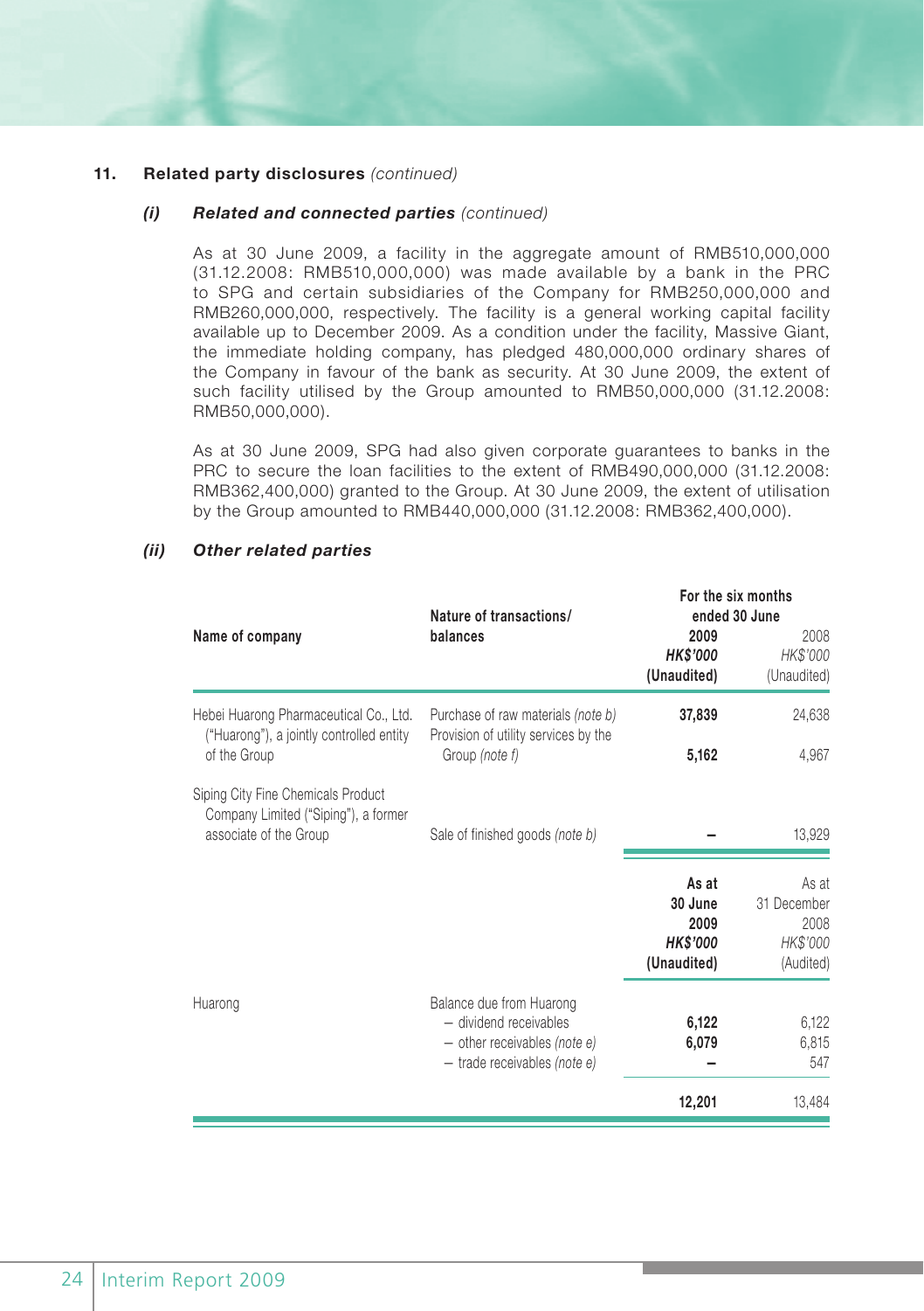## 11. Related party disclosures *(continued)*

### *(i) Related and connected parties (continued)*

As at 30 June 2009, a facility in the aggregate amount of RMB510,000,000 (31.12.2008: RMB510,000,000) was made available by a bank in the PRC to SPG and certain subsidiaries of the Company for RMB250,000,000 and RMB260,000,000, respectively. The facility is a general working capital facility available up to December 2009. As a condition under the facility, Massive Giant, the immediate holding company, has pledged 480,000,000 ordinary shares of the Company in favour of the bank as security. At 30 June 2009, the extent of such facility utilised by the Group amounted to RMB50,000,000 (31.12.2008: RMB50,000,000).

As at 30 June 2009, SPG had also given corporate guarantees to banks in the PRC to secure the loan facilities to the extent of RMB490,000,000 (31.12.2008: RMB362,400,000) granted to the Group. At 30 June 2009, the extent of utilisation by the Group amounted to RMB440,000,000 (31.12.2008: RMB362,400,000).

### *(ii) Other related parties*

| Name of company | Nature of transactions/ balances | For the six months ended 30 June 2009 HK$'000 (Unaudited) | For the six months ended 30 June 2008 HK$'000 (Unaudited) |
|---|---|---|---|
| Hebei Huarong Pharmaceutical Co., Ltd. ("Huarong"), a jointly controlled entity of the Group | Purchase of raw materials *(note b)* | **37,839** | 24,638 |
| | Provision of utility services by the Group *(note f)* | **5,162** | 4,967 |
| Siping City Fine Chemicals Product Company Limited ("Siping"), a former associate of the Group | Sale of finished goods *(note b)* | **–** | 13,929 |

| Name of company | Nature of transactions/ balances | As at 30 June 2009 HK$'000 (Unaudited) | As at 31 December 2008 HK$'000 (Audited) |
|---|---|---|---|
| Huarong | Balance due from Huarong | | |
| | – dividend receivables | **6,122** | 6,122 |
| | – other receivables *(note e)* | **6,079** | 6,815 |
| | – trade receivables *(note e)* | **–** | 547 |
| | | **12,201** | 13,484 |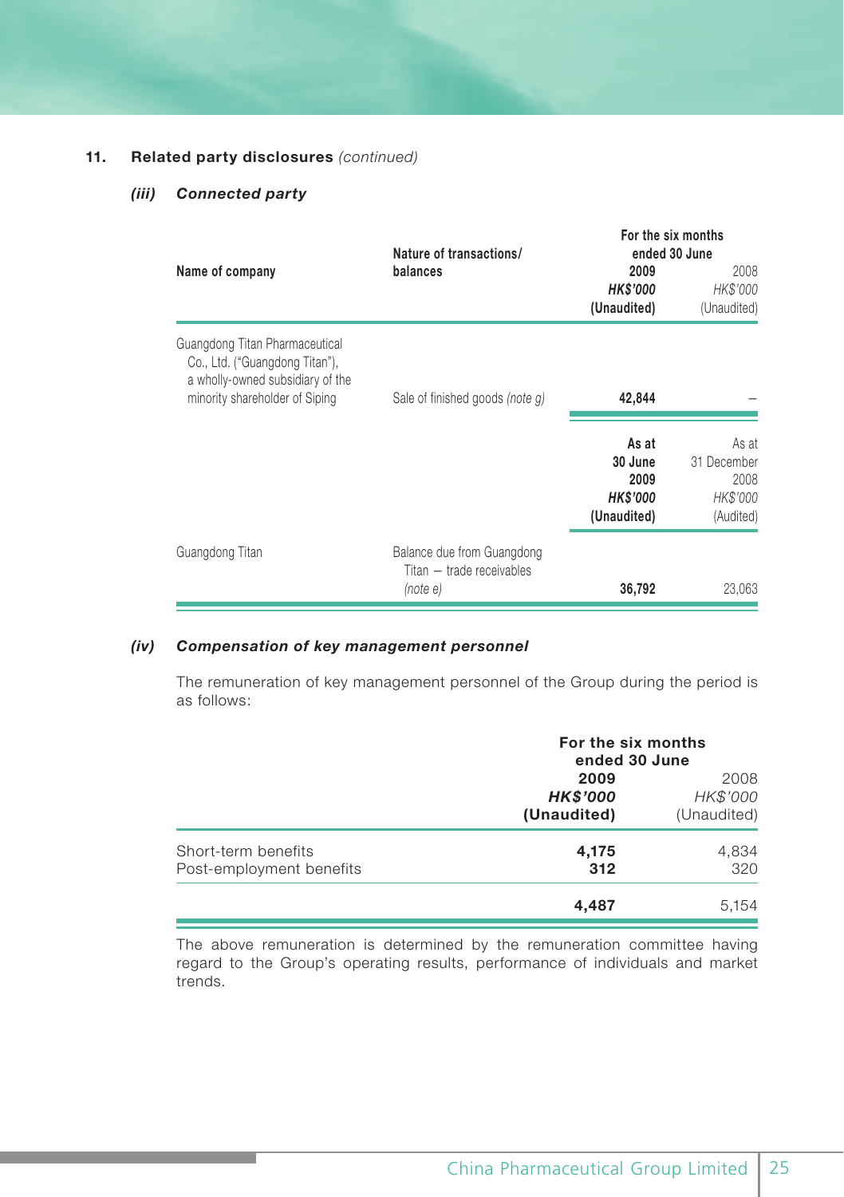## 11. Related party disclosures *(continued)*

### *(iii) Connected party*

| Name of company | Nature of transactions/ balances | For the six months ended 30 June 2009 HK$'000 (Unaudited) | For the six months ended 30 June 2008 HK$'000 (Unaudited) |
|---|---|---|---|
| Guangdong Titan Pharmaceutical Co., Ltd. ("Guangdong Titan"), a wholly-owned subsidiary of the minority shareholder of Siping | Sale of finished goods *(note g)* | **42,844** | – |

| Name of company | Nature of transactions/ balances | As at 30 June 2009 HK$'000 (Unaudited) | As at 31 December 2008 HK$'000 (Audited) |
|---|---|---|---|
| Guangdong Titan | Balance due from Guangdong Titan – trade receivables *(note e)* | **36,792** | 23,063 |

### *(iv) Compensation of key management personnel*

The remuneration of key management personnel of the Group during the period is as follows:

| | For the six months ended 30 June 2009 HK$'000 (Unaudited) | For the six months ended 30 June 2008 HK$'000 (Unaudited) |
|---|---|---|
| Short-term benefits | **4,175** | 4,834 |
| Post-employment benefits | **312** | 320 |
| | **4,487** | 5,154 |

The above remuneration is determined by the remuneration committee having regard to the Group's operating results, performance of individuals and market trends.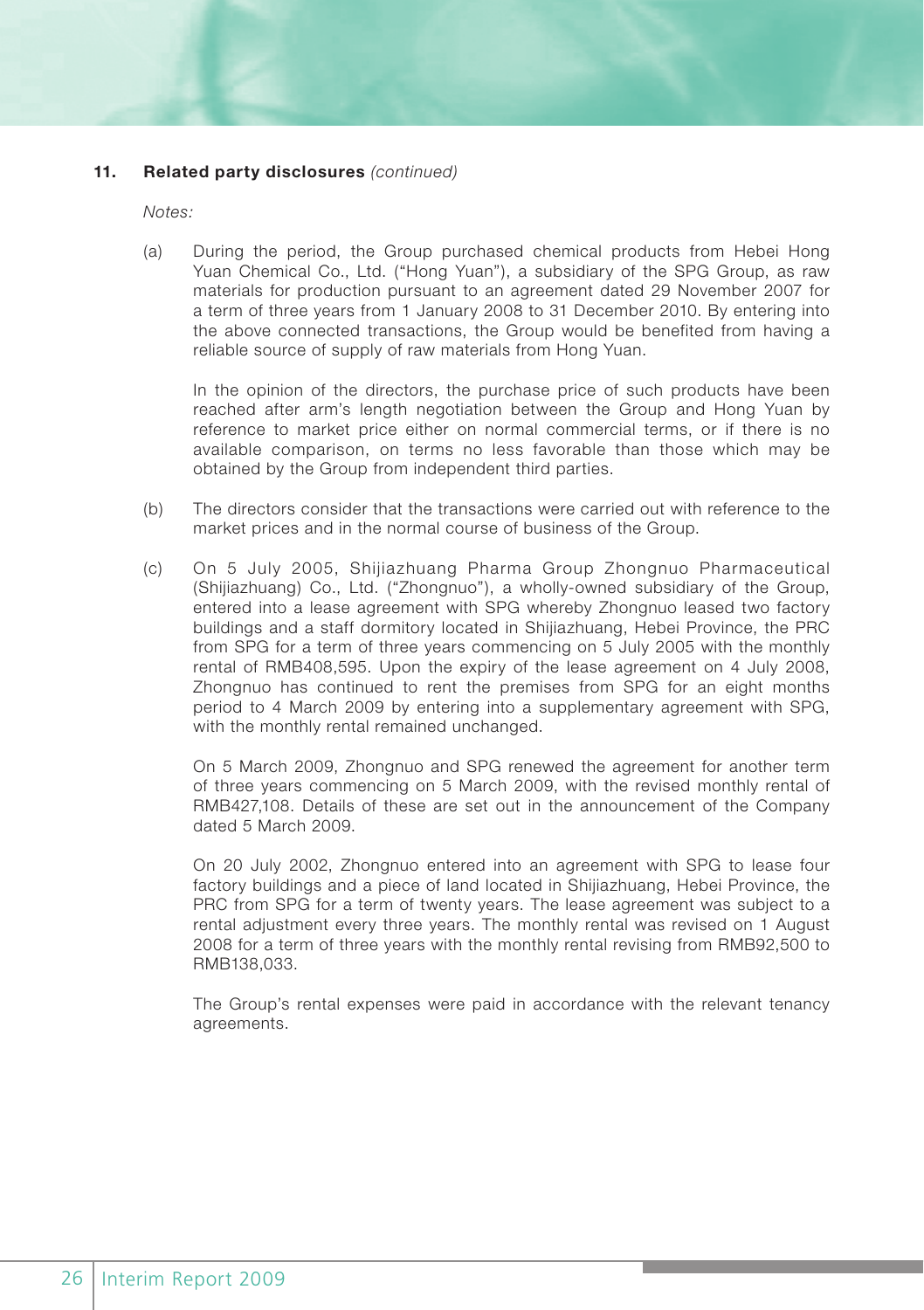## 11. Related party disclosures *(continued)*

*Notes:*

(a) During the period, the Group purchased chemical products from Hebei Hong Yuan Chemical Co., Ltd. ("Hong Yuan"), a subsidiary of the SPG Group, as raw materials for production pursuant to an agreement dated 29 November 2007 for a term of three years from 1 January 2008 to 31 December 2010. By entering into the above connected transactions, the Group would be benefited from having a reliable source of supply of raw materials from Hong Yuan.

In the opinion of the directors, the purchase price of such products have been reached after arm's length negotiation between the Group and Hong Yuan by reference to market price either on normal commercial terms, or if there is no available comparison, on terms no less favorable than those which may be obtained by the Group from independent third parties.

(b) The directors consider that the transactions were carried out with reference to the market prices and in the normal course of business of the Group.

(c) On 5 July 2005, Shijiazhuang Pharma Group Zhongnuo Pharmaceutical (Shijiazhuang) Co., Ltd. ("Zhongnuo"), a wholly-owned subsidiary of the Group, entered into a lease agreement with SPG whereby Zhongnuo leased two factory buildings and a staff dormitory located in Shijiazhuang, Hebei Province, the PRC from SPG for a term of three years commencing on 5 July 2005 with the monthly rental of RMB408,595. Upon the expiry of the lease agreement on 4 July 2008, Zhongnuo has continued to rent the premises from SPG for an eight months period to 4 March 2009 by entering into a supplementary agreement with SPG, with the monthly rental remained unchanged.

On 5 March 2009, Zhongnuo and SPG renewed the agreement for another term of three years commencing on 5 March 2009, with the revised monthly rental of RMB427,108. Details of these are set out in the announcement of the Company dated 5 March 2009.

On 20 July 2002, Zhongnuo entered into an agreement with SPG to lease four factory buildings and a piece of land located in Shijiazhuang, Hebei Province, the PRC from SPG for a term of twenty years. The lease agreement was subject to a rental adjustment every three years. The monthly rental was revised on 1 August 2008 for a term of three years with the monthly rental revising from RMB92,500 to RMB138,033.

The Group's rental expenses were paid in accordance with the relevant tenancy agreements.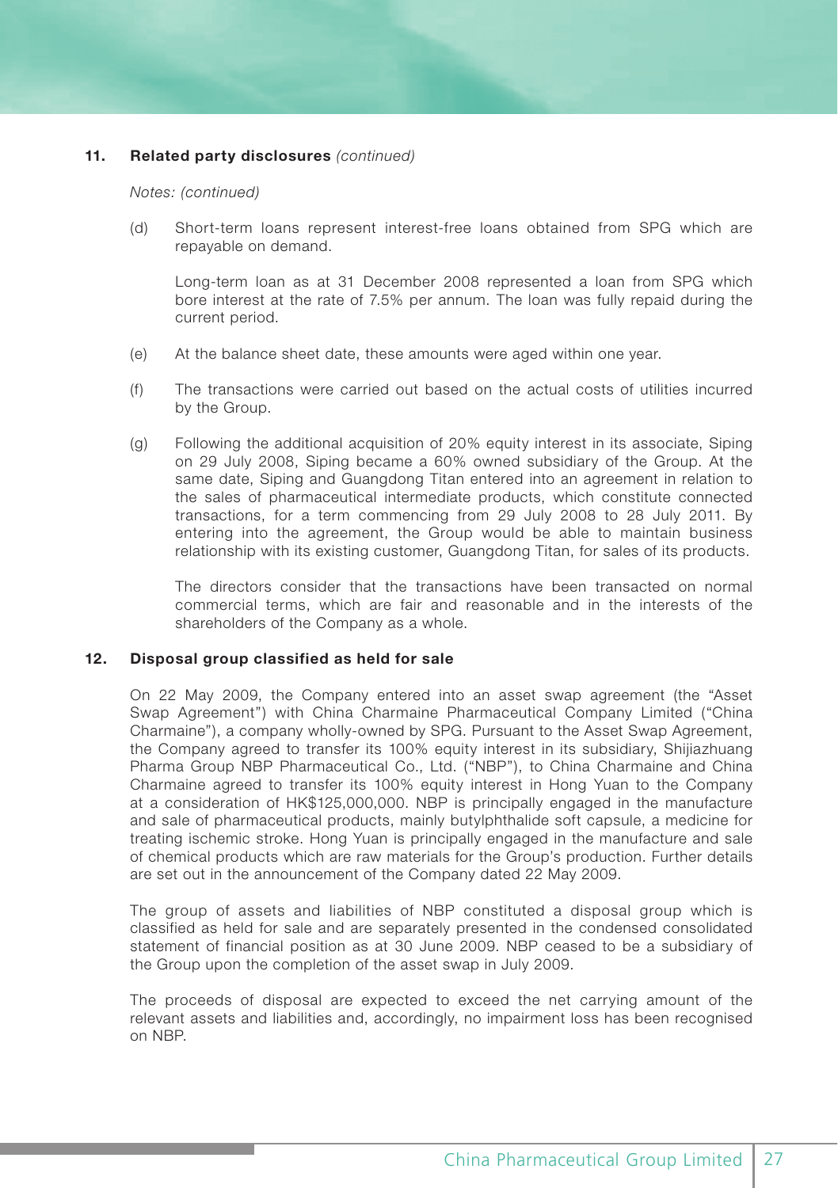## 11. Related party disclosures *(continued)*

*Notes: (continued)*

(d) Short-term loans represent interest-free loans obtained from SPG which are repayable on demand.

Long-term loan as at 31 December 2008 represented a loan from SPG which bore interest at the rate of 7.5% per annum. The loan was fully repaid during the current period.

(e) At the balance sheet date, these amounts were aged within one year.

(f) The transactions were carried out based on the actual costs of utilities incurred by the Group.

(g) Following the additional acquisition of 20% equity interest in its associate, Siping on 29 July 2008, Siping became a 60% owned subsidiary of the Group. At the same date, Siping and Guangdong Titan entered into an agreement in relation to the sales of pharmaceutical intermediate products, which constitute connected transactions, for a term commencing from 29 July 2008 to 28 July 2011. By entering into the agreement, the Group would be able to maintain business relationship with its existing customer, Guangdong Titan, for sales of its products.

The directors consider that the transactions have been transacted on normal commercial terms, which are fair and reasonable and in the interests of the shareholders of the Company as a whole.

## 12. Disposal group classified as held for sale

On 22 May 2009, the Company entered into an asset swap agreement (the "Asset Swap Agreement") with China Charmaine Pharmaceutical Company Limited ("China Charmaine"), a company wholly-owned by SPG. Pursuant to the Asset Swap Agreement, the Company agreed to transfer its 100% equity interest in its subsidiary, Shijiazhuang Pharma Group NBP Pharmaceutical Co., Ltd. ("NBP"), to China Charmaine and China Charmaine agreed to transfer its 100% equity interest in Hong Yuan to the Company at a consideration of HK$125,000,000. NBP is principally engaged in the manufacture and sale of pharmaceutical products, mainly butylphthalide soft capsule, a medicine for treating ischemic stroke. Hong Yuan is principally engaged in the manufacture and sale of chemical products which are raw materials for the Group's production. Further details are set out in the announcement of the Company dated 22 May 2009.

The group of assets and liabilities of NBP constituted a disposal group which is classified as held for sale and are separately presented in the condensed consolidated statement of financial position as at 30 June 2009. NBP ceased to be a subsidiary of the Group upon the completion of the asset swap in July 2009.

The proceeds of disposal are expected to exceed the net carrying amount of the relevant assets and liabilities and, accordingly, no impairment loss has been recognised on NBP.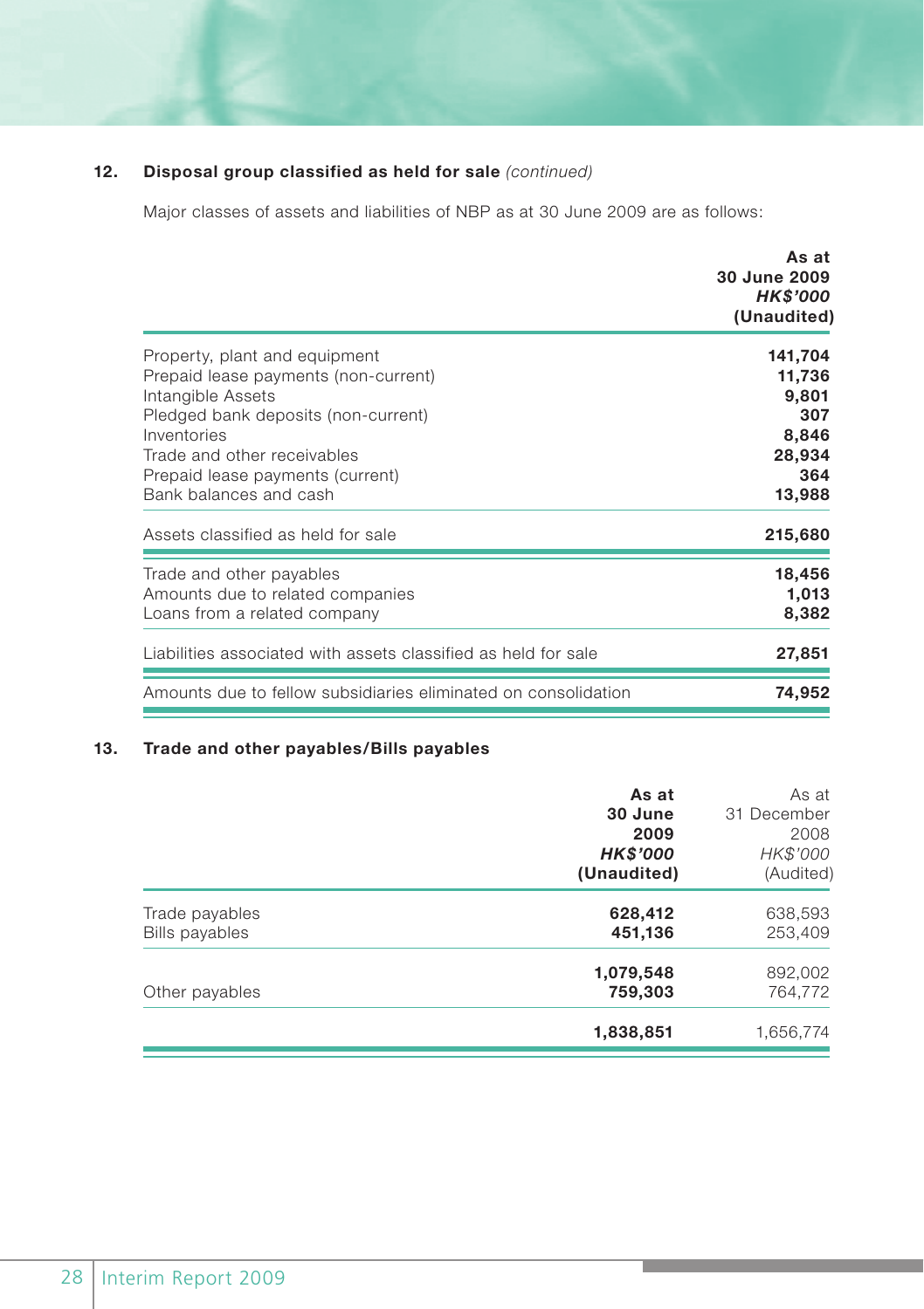## 12. Disposal group classified as held for sale *(continued)*

Major classes of assets and liabilities of NBP as at 30 June 2009 are as follows:

| | **As at 30 June 2009** ***HK$'000*** **(Unaudited)** |
|---|---|
| Property, plant and equipment | **141,704** |
| Prepaid lease payments (non-current) | **11,736** |
| Intangible Assets | **9,801** |
| Pledged bank deposits (non-current) | **307** |
| Inventories | **8,846** |
| Trade and other receivables | **28,934** |
| Prepaid lease payments (current) | **364** |
| Bank balances and cash | **13,988** |
| Assets classified as held for sale | **215,680** |
| Trade and other payables | **18,456** |
| Amounts due to related companies | **1,013** |
| Loans from a related company | **8,382** |
| Liabilities associated with assets classified as held for sale | **27,851** |
| Amounts due to fellow subsidiaries eliminated on consolidation | **74,952** |

## 13. Trade and other payables/Bills payables

| | **As at 30 June 2009** ***HK$'000*** **(Unaudited)** | As at 31 December 2008 *HK$'000* (Audited) |
|---|---|---|
| Trade payables | **628,412** | 638,593 |
| Bills payables | **451,136** | 253,409 |
| | **1,079,548** | 892,002 |
| Other payables | **759,303** | 764,772 |
| | **1,838,851** | 1,656,774 |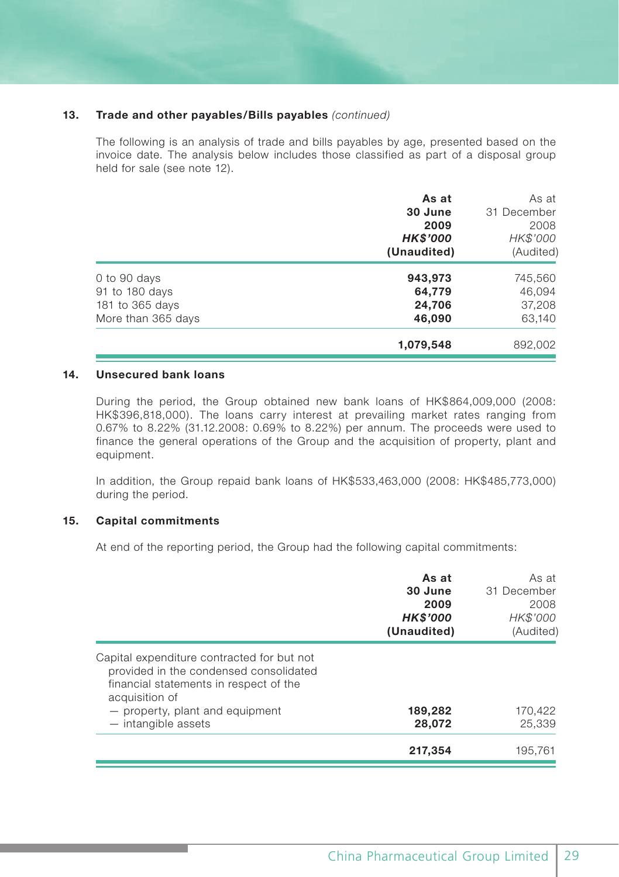## 13. Trade and other payables/Bills payables *(continued)*

The following is an analysis of trade and bills payables by age, presented based on the invoice date. The analysis below includes those classified as part of a disposal group held for sale (see note 12).

| | **As at 30 June 2009 *HK$'000* (Unaudited)** | As at 31 December 2008 *HK$'000* (Audited) |
|---|---|---|
| 0 to 90 days | **943,973** | 745,560 |
| 91 to 180 days | **64,779** | 46,094 |
| 181 to 365 days | **24,706** | 37,208 |
| More than 365 days | **46,090** | 63,140 |
| | **1,079,548** | 892,002 |

## 14. Unsecured bank loans

During the period, the Group obtained new bank loans of HK$864,009,000 (2008: HK$396,818,000). The loans carry interest at prevailing market rates ranging from 0.67% to 8.22% (31.12.2008: 0.69% to 8.22%) per annum. The proceeds were used to finance the general operations of the Group and the acquisition of property, plant and equipment.

In addition, the Group repaid bank loans of HK$533,463,000 (2008: HK$485,773,000) during the period.

## 15. Capital commitments

At end of the reporting period, the Group had the following capital commitments:

| | **As at 30 June 2009 *HK$'000* (Unaudited)** | As at 31 December 2008 *HK$'000* (Audited) |
|---|---|---|
| Capital expenditure contracted for but not provided in the condensed consolidated financial statements in respect of the acquisition of | | |
| — property, plant and equipment | **189,282** | 170,422 |
| — intangible assets | **28,072** | 25,339 |
| | **217,354** | 195,761 |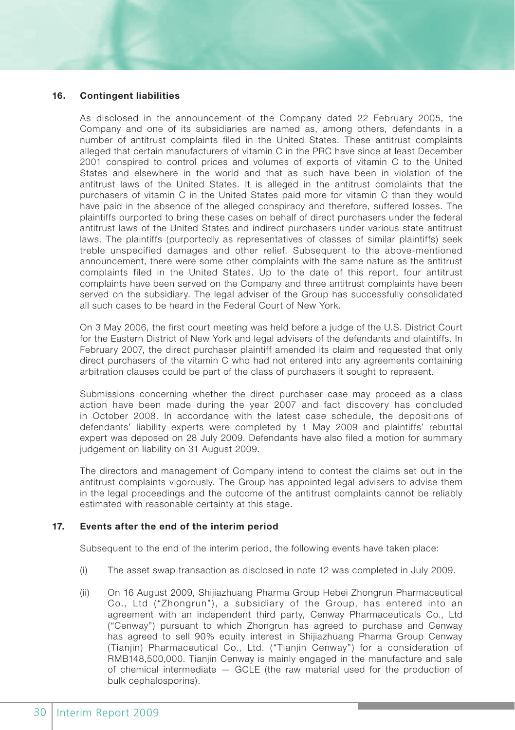## 16. Contingent liabilities

As disclosed in the announcement of the Company dated 22 February 2005, the Company and one of its subsidiaries are named as, among others, defendants in a number of antitrust complaints filed in the United States. These antitrust complaints alleged that certain manufacturers of vitamin C in the PRC have since at least December 2001 conspired to control prices and volumes of exports of vitamin C to the United States and elsewhere in the world and that as such have been in violation of the antitrust laws of the United States. It is alleged in the antitrust complaints that the purchasers of vitamin C in the United States paid more for vitamin C than they would have paid in the absence of the alleged conspiracy and therefore, suffered losses. The plaintiffs purported to bring these cases on behalf of direct purchasers under the federal antitrust laws of the United States and indirect purchasers under various state antitrust laws. The plaintiffs (purportedly as representatives of classes of similar plaintiffs) seek treble unspecified damages and other relief. Subsequent to the above-mentioned announcement, there were some other complaints with the same nature as the antitrust complaints filed in the United States. Up to the date of this report, four antitrust complaints have been served on the Company and three antitrust complaints have been served on the subsidiary. The legal adviser of the Group has successfully consolidated all such cases to be heard in the Federal Court of New York.

On 3 May 2006, the first court meeting was held before a judge of the U.S. District Court for the Eastern District of New York and legal advisers of the defendants and plaintiffs. In February 2007, the direct purchaser plaintiff amended its claim and requested that only direct purchasers of the vitamin C who had not entered into any agreements containing arbitration clauses could be part of the class of purchasers it sought to represent.

Submissions concerning whether the direct purchaser case may proceed as a class action have been made during the year 2007 and fact discovery has concluded in October 2008. In accordance with the latest case schedule, the depositions of defendants' liability experts were completed by 1 May 2009 and plaintiffs' rebuttal expert was deposed on 28 July 2009. Defendants have also filed a motion for summary judgement on liability on 31 August 2009.

The directors and management of Company intend to contest the claims set out in the antitrust complaints vigorously. The Group has appointed legal advisers to advise them in the legal proceedings and the outcome of the antitrust complaints cannot be reliably estimated with reasonable certainty at this stage.

## 17. Events after the end of the interim period

Subsequent to the end of the interim period, the following events have taken place:

(i) The asset swap transaction as disclosed in note 12 was completed in July 2009.

(ii) On 16 August 2009, Shijiazhuang Pharma Group Hebei Zhongrun Pharmaceutical Co., Ltd ("Zhongrun"), a subsidiary of the Group, has entered into an agreement with an independent third party, Cenway Pharmaceuticals Co., Ltd ("Cenway") pursuant to which Zhongrun has agreed to purchase and Cenway has agreed to sell 90% equity interest in Shijiazhuang Pharma Group Cenway (Tianjin) Pharmaceutical Co., Ltd. ("Tianjin Cenway") for a consideration of RMB148,500,000. Tianjin Cenway is mainly engaged in the manufacture and sale of chemical intermediate — GCLE (the raw material used for the production of bulk cephalosporins).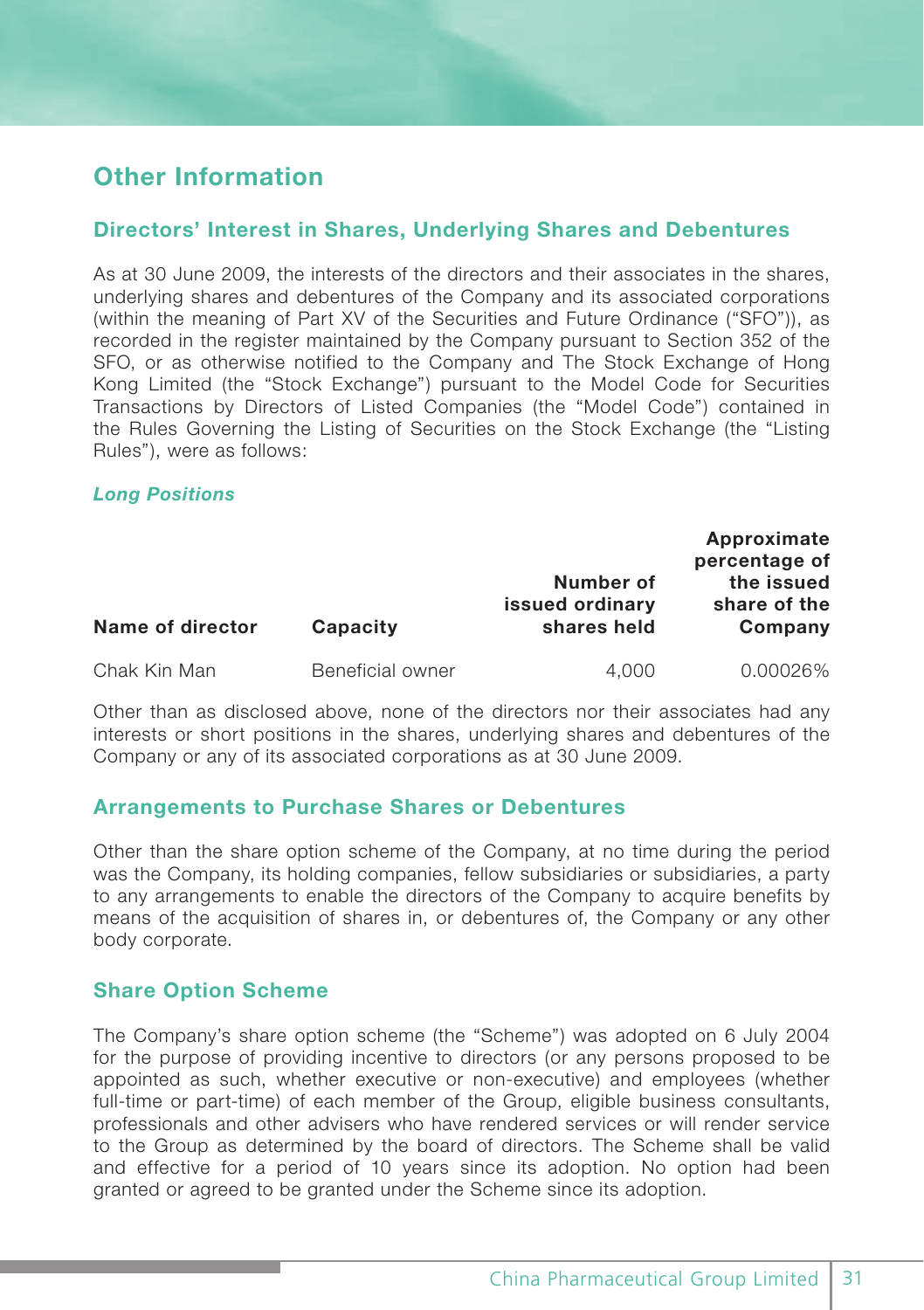# Other Information

## Directors' Interest in Shares, Underlying Shares and Debentures

As at 30 June 2009, the interests of the directors and their associates in the shares, underlying shares and debentures of the Company and its associated corporations (within the meaning of Part XV of the Securities and Future Ordinance ("SFO")), as recorded in the register maintained by the Company pursuant to Section 352 of the SFO, or as otherwise notified to the Company and The Stock Exchange of Hong Kong Limited (the "Stock Exchange") pursuant to the Model Code for Securities Transactions by Directors of Listed Companies (the "Model Code") contained in the Rules Governing the Listing of Securities on the Stock Exchange (the "Listing Rules"), were as follows:

***Long Positions***

| Name of director | Capacity | Number of issued ordinary shares held | Approximate percentage of the issued share of the Company |
|---|---|---|---|
| Chak Kin Man | Beneficial owner | 4,000 | 0.00026% |

Other than as disclosed above, none of the directors nor their associates had any interests or short positions in the shares, underlying shares and debentures of the Company or any of its associated corporations as at 30 June 2009.

## Arrangements to Purchase Shares or Debentures

Other than the share option scheme of the Company, at no time during the period was the Company, its holding companies, fellow subsidiaries or subsidiaries, a party to any arrangements to enable the directors of the Company to acquire benefits by means of the acquisition of shares in, or debentures of, the Company or any other body corporate.

## Share Option Scheme

The Company's share option scheme (the "Scheme") was adopted on 6 July 2004 for the purpose of providing incentive to directors (or any persons proposed to be appointed as such, whether executive or non-executive) and employees (whether full-time or part-time) of each member of the Group, eligible business consultants, professionals and other advisers who have rendered services or will render service to the Group as determined by the board of directors. The Scheme shall be valid and effective for a period of 10 years since its adoption. No option had been granted or agreed to be granted under the Scheme since its adoption.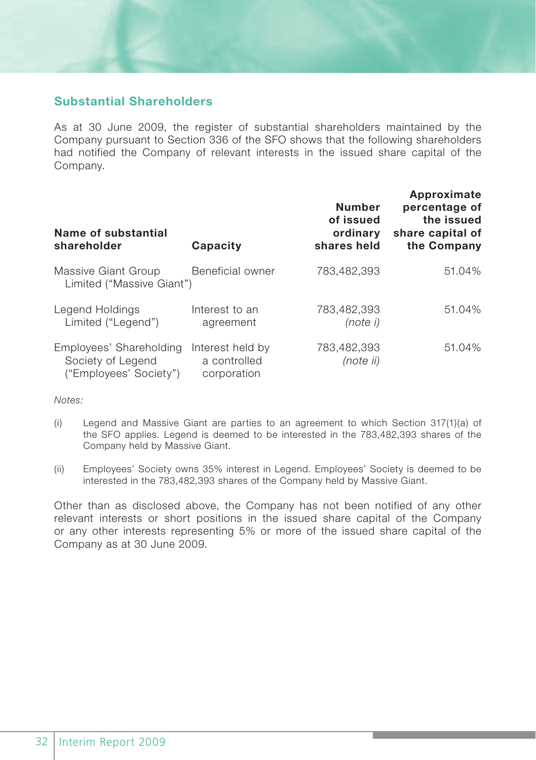## Substantial Shareholders

As at 30 June 2009, the register of substantial shareholders maintained by the Company pursuant to Section 336 of the SFO shows that the following shareholders had notified the Company of relevant interests in the issued share capital of the Company.

| Name of substantial shareholder | Capacity | Number of issued ordinary shares held | Approximate percentage of the issued share capital of the Company |
|---|---|---|---|
| Massive Giant Group Limited ("Massive Giant") | Beneficial owner | 783,482,393 | 51.04% |
| Legend Holdings Limited ("Legend") | Interest to an agreement | 783,482,393 *(note i)* | 51.04% |
| Employees' Shareholding Society of Legend ("Employees' Society") | Interest held by a controlled corporation | 783,482,393 *(note ii)* | 51.04% |

*Notes:*

(i) Legend and Massive Giant are parties to an agreement to which Section 317(1)(a) of the SFO applies. Legend is deemed to be interested in the 783,482,393 shares of the Company held by Massive Giant.

(ii) Employees' Society owns 35% interest in Legend. Employees' Society is deemed to be interested in the 783,482,393 shares of the Company held by Massive Giant.

Other than as disclosed above, the Company has not been notified of any other relevant interests or short positions in the issued share capital of the Company or any other interests representing 5% or more of the issued share capital of the Company as at 30 June 2009.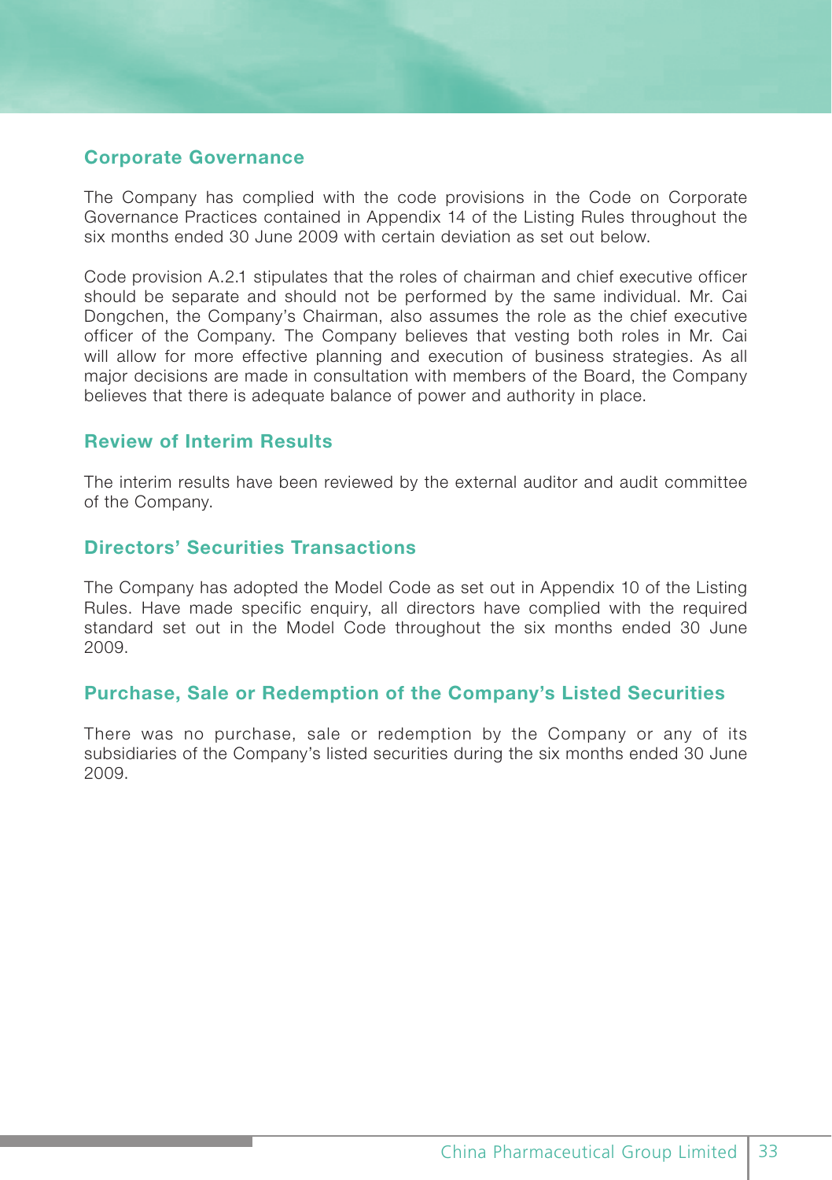## Corporate Governance

The Company has complied with the code provisions in the Code on Corporate Governance Practices contained in Appendix 14 of the Listing Rules throughout the six months ended 30 June 2009 with certain deviation as set out below.

Code provision A.2.1 stipulates that the roles of chairman and chief executive officer should be separate and should not be performed by the same individual. Mr. Cai Dongchen, the Company's Chairman, also assumes the role as the chief executive officer of the Company. The Company believes that vesting both roles in Mr. Cai will allow for more effective planning and execution of business strategies. As all major decisions are made in consultation with members of the Board, the Company believes that there is adequate balance of power and authority in place.

## Review of Interim Results

The interim results have been reviewed by the external auditor and audit committee of the Company.

## Directors' Securities Transactions

The Company has adopted the Model Code as set out in Appendix 10 of the Listing Rules. Have made specific enquiry, all directors have complied with the required standard set out in the Model Code throughout the six months ended 30 June 2009.

## Purchase, Sale or Redemption of the Company's Listed Securities

There was no purchase, sale or redemption by the Company or any of its subsidiaries of the Company's listed securities during the six months ended 30 June 2009.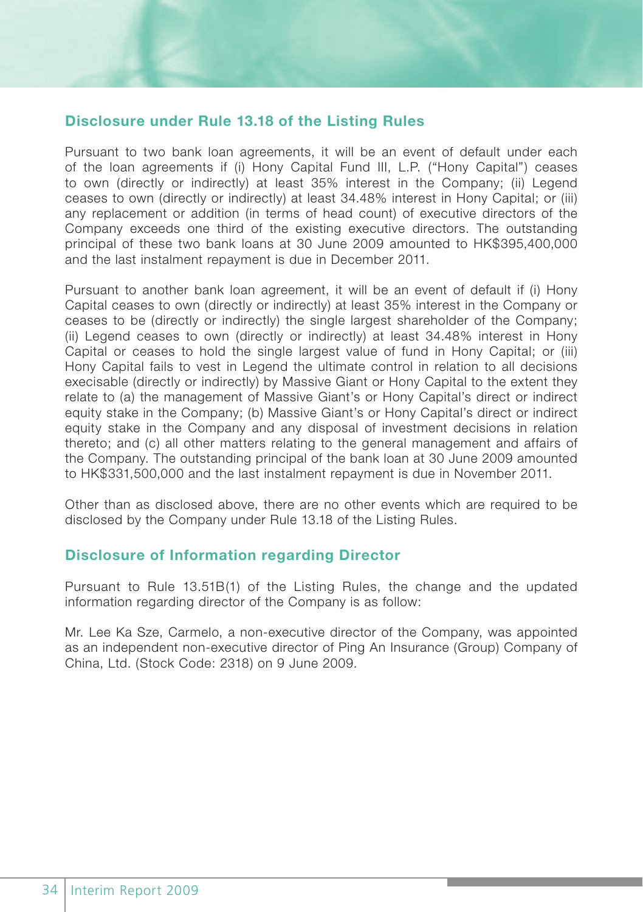## Disclosure under Rule 13.18 of the Listing Rules

Pursuant to two bank loan agreements, it will be an event of default under each of the loan agreements if (i) Hony Capital Fund III, L.P. ("Hony Capital") ceases to own (directly or indirectly) at least 35% interest in the Company; (ii) Legend ceases to own (directly or indirectly) at least 34.48% interest in Hony Capital; or (iii) any replacement or addition (in terms of head count) of executive directors of the Company exceeds one third of the existing executive directors. The outstanding principal of these two bank loans at 30 June 2009 amounted to HK$395,400,000 and the last instalment repayment is due in December 2011.

Pursuant to another bank loan agreement, it will be an event of default if (i) Hony Capital ceases to own (directly or indirectly) at least 35% interest in the Company or ceases to be (directly or indirectly) the single largest shareholder of the Company; (ii) Legend ceases to own (directly or indirectly) at least 34.48% interest in Hony Capital or ceases to hold the single largest value of fund in Hony Capital; or (iii) Hony Capital fails to vest in Legend the ultimate control in relation to all decisions execisable (directly or indirectly) by Massive Giant or Hony Capital to the extent they relate to (a) the management of Massive Giant's or Hony Capital's direct or indirect equity stake in the Company; (b) Massive Giant's or Hony Capital's direct or indirect equity stake in the Company and any disposal of investment decisions in relation thereto; and (c) all other matters relating to the general management and affairs of the Company. The outstanding principal of the bank loan at 30 June 2009 amounted to HK$331,500,000 and the last instalment repayment is due in November 2011.

Other than as disclosed above, there are no other events which are required to be disclosed by the Company under Rule 13.18 of the Listing Rules.

## Disclosure of Information regarding Director

Pursuant to Rule 13.51B(1) of the Listing Rules, the change and the updated information regarding director of the Company is as follow:

Mr. Lee Ka Sze, Carmelo, a non-executive director of the Company, was appointed as an independent non-executive director of Ping An Insurance (Group) Company of China, Ltd. (Stock Code: 2318) on 9 June 2009.